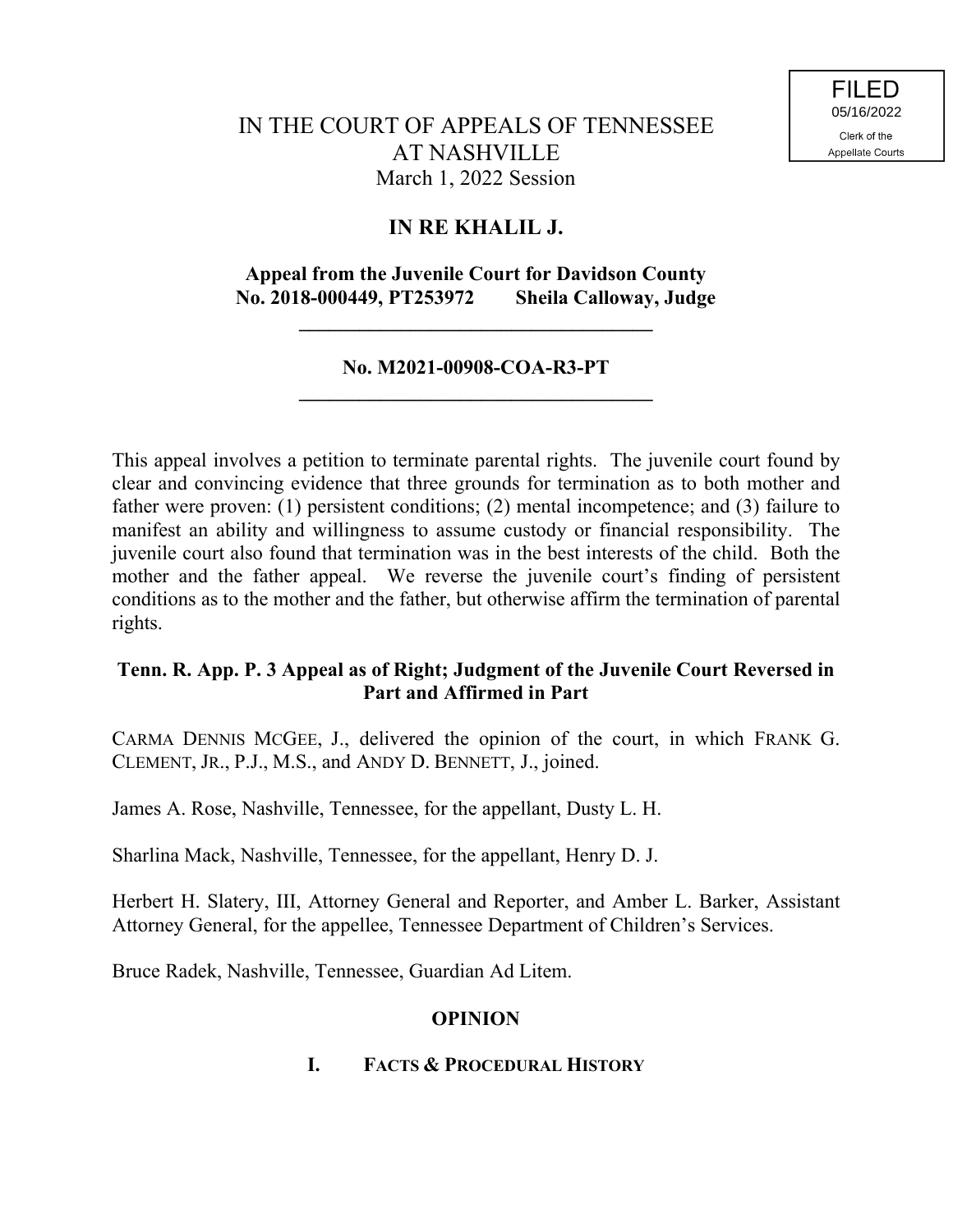FILED
05/16/2022
Clerk of the
Appellate Courts

# IN THE COURT OF APPEALS OF TENNESSEE AT NASHVILLE

March 1, 2022 Session

## IN RE KHALIL J.

**Appeal from the Juvenile Court for Davidson County No. 2018-000449, PT253972 Sheila Calloway, Judge**

---

**No. M2021-00908-COA-R3-PT**

---

This appeal involves a petition to terminate parental rights. The juvenile court found by clear and convincing evidence that three grounds for termination as to both mother and father were proven: (1) persistent conditions; (2) mental incompetence; and (3) failure to manifest an ability and willingness to assume custody or financial responsibility. The juvenile court also found that termination was in the best interests of the child. Both the mother and the father appeal. We reverse the juvenile court's finding of persistent conditions as to the mother and the father, but otherwise affirm the termination of parental rights.

**Tenn. R. App. P. 3 Appeal as of Right; Judgment of the Juvenile Court Reversed in Part and Affirmed in Part**

CARMA DENNIS MCGEE, J., delivered the opinion of the court, in which FRANK G. CLEMENT, JR., P.J., M.S., and ANDY D. BENNETT, J., joined.

James A. Rose, Nashville, Tennessee, for the appellant, Dusty L. H.

Sharlina Mack, Nashville, Tennessee, for the appellant, Henry D. J.

Herbert H. Slatery, III, Attorney General and Reporter, and Amber L. Barker, Assistant Attorney General, for the appellee, Tennessee Department of Children's Services.

Bruce Radek, Nashville, Tennessee, Guardian Ad Litem.

## OPINION

### I. FACTS & PROCEDURAL HISTORY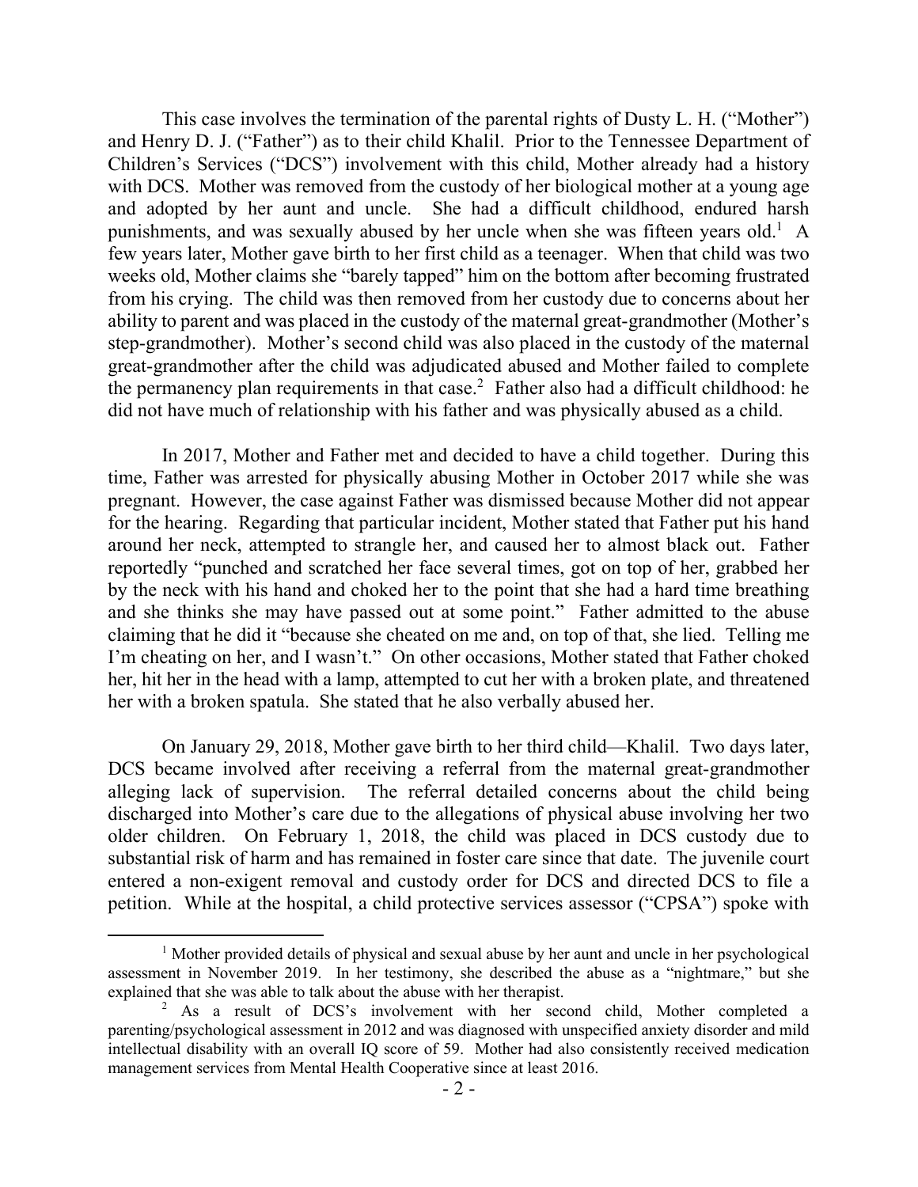This case involves the termination of the parental rights of Dusty L. H. ("Mother") and Henry D. J. ("Father") as to their child Khalil. Prior to the Tennessee Department of Children's Services ("DCS") involvement with this child, Mother already had a history with DCS. Mother was removed from the custody of her biological mother at a young age and adopted by her aunt and uncle. She had a difficult childhood, endured harsh punishments, and was sexually abused by her uncle when she was fifteen years old.[1] A few years later, Mother gave birth to her first child as a teenager. When that child was two weeks old, Mother claims she "barely tapped" him on the bottom after becoming frustrated from his crying. The child was then removed from her custody due to concerns about her ability to parent and was placed in the custody of the maternal great-grandmother (Mother's step-grandmother). Mother's second child was also placed in the custody of the maternal great-grandmother after the child was adjudicated abused and Mother failed to complete the permanency plan requirements in that case.[2] Father also had a difficult childhood: he did not have much of relationship with his father and was physically abused as a child.

In 2017, Mother and Father met and decided to have a child together. During this time, Father was arrested for physically abusing Mother in October 2017 while she was pregnant. However, the case against Father was dismissed because Mother did not appear for the hearing. Regarding that particular incident, Mother stated that Father put his hand around her neck, attempted to strangle her, and caused her to almost black out. Father reportedly "punched and scratched her face several times, got on top of her, grabbed her by the neck with his hand and choked her to the point that she had a hard time breathing and she thinks she may have passed out at some point." Father admitted to the abuse claiming that he did it "because she cheated on me and, on top of that, she lied. Telling me I'm cheating on her, and I wasn't." On other occasions, Mother stated that Father choked her, hit her in the head with a lamp, attempted to cut her with a broken plate, and threatened her with a broken spatula. She stated that he also verbally abused her.

On January 29, 2018, Mother gave birth to her third child—Khalil. Two days later, DCS became involved after receiving a referral from the maternal great-grandmother alleging lack of supervision. The referral detailed concerns about the child being discharged into Mother's care due to the allegations of physical abuse involving her two older children. On February 1, 2018, the child was placed in DCS custody due to substantial risk of harm and has remained in foster care since that date. The juvenile court entered a non-exigent removal and custody order for DCS and directed DCS to file a petition. While at the hospital, a child protective services assessor ("CPSA") spoke with

---

[1] Mother provided details of physical and sexual abuse by her aunt and uncle in her psychological assessment in November 2019. In her testimony, she described the abuse as a "nightmare," but she explained that she was able to talk about the abuse with her therapist.

[2] As a result of DCS's involvement with her second child, Mother completed a parenting/psychological assessment in 2012 and was diagnosed with unspecified anxiety disorder and mild intellectual disability with an overall IQ score of 59. Mother had also consistently received medication management services from Mental Health Cooperative since at least 2016.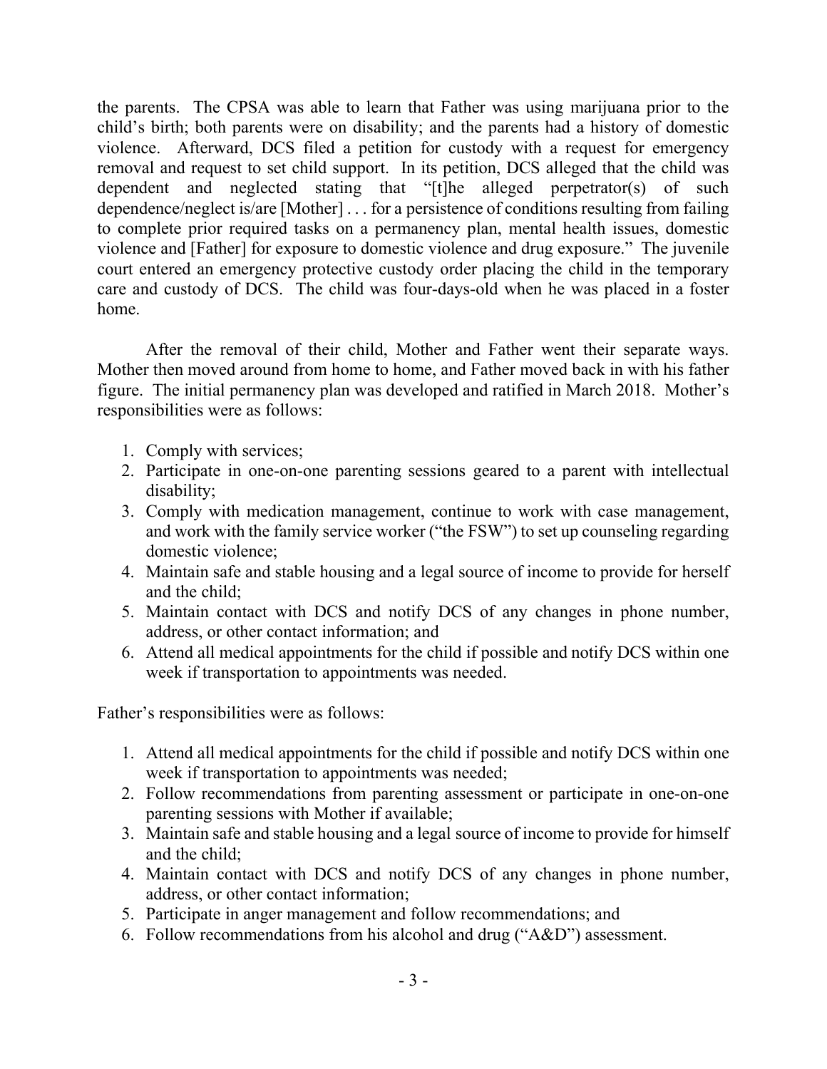the parents. The CPSA was able to learn that Father was using marijuana prior to the child's birth; both parents were on disability; and the parents had a history of domestic violence. Afterward, DCS filed a petition for custody with a request for emergency removal and request to set child support. In its petition, DCS alleged that the child was dependent and neglected stating that "[t]he alleged perpetrator(s) of such dependence/neglect is/are [Mother] . . . for a persistence of conditions resulting from failing to complete prior required tasks on a permanency plan, mental health issues, domestic violence and [Father] for exposure to domestic violence and drug exposure." The juvenile court entered an emergency protective custody order placing the child in the temporary care and custody of DCS. The child was four-days-old when he was placed in a foster home.

After the removal of their child, Mother and Father went their separate ways. Mother then moved around from home to home, and Father moved back in with his father figure. The initial permanency plan was developed and ratified in March 2018. Mother's responsibilities were as follows:

1. Comply with services;
2. Participate in one-on-one parenting sessions geared to a parent with intellectual disability;
3. Comply with medication management, continue to work with case management, and work with the family service worker ("the FSW") to set up counseling regarding domestic violence;
4. Maintain safe and stable housing and a legal source of income to provide for herself and the child;
5. Maintain contact with DCS and notify DCS of any changes in phone number, address, or other contact information; and
6. Attend all medical appointments for the child if possible and notify DCS within one week if transportation to appointments was needed.

Father's responsibilities were as follows:

1. Attend all medical appointments for the child if possible and notify DCS within one week if transportation to appointments was needed;
2. Follow recommendations from parenting assessment or participate in one-on-one parenting sessions with Mother if available;
3. Maintain safe and stable housing and a legal source of income to provide for himself and the child;
4. Maintain contact with DCS and notify DCS of any changes in phone number, address, or other contact information;
5. Participate in anger management and follow recommendations; and
6. Follow recommendations from his alcohol and drug ("A&D") assessment.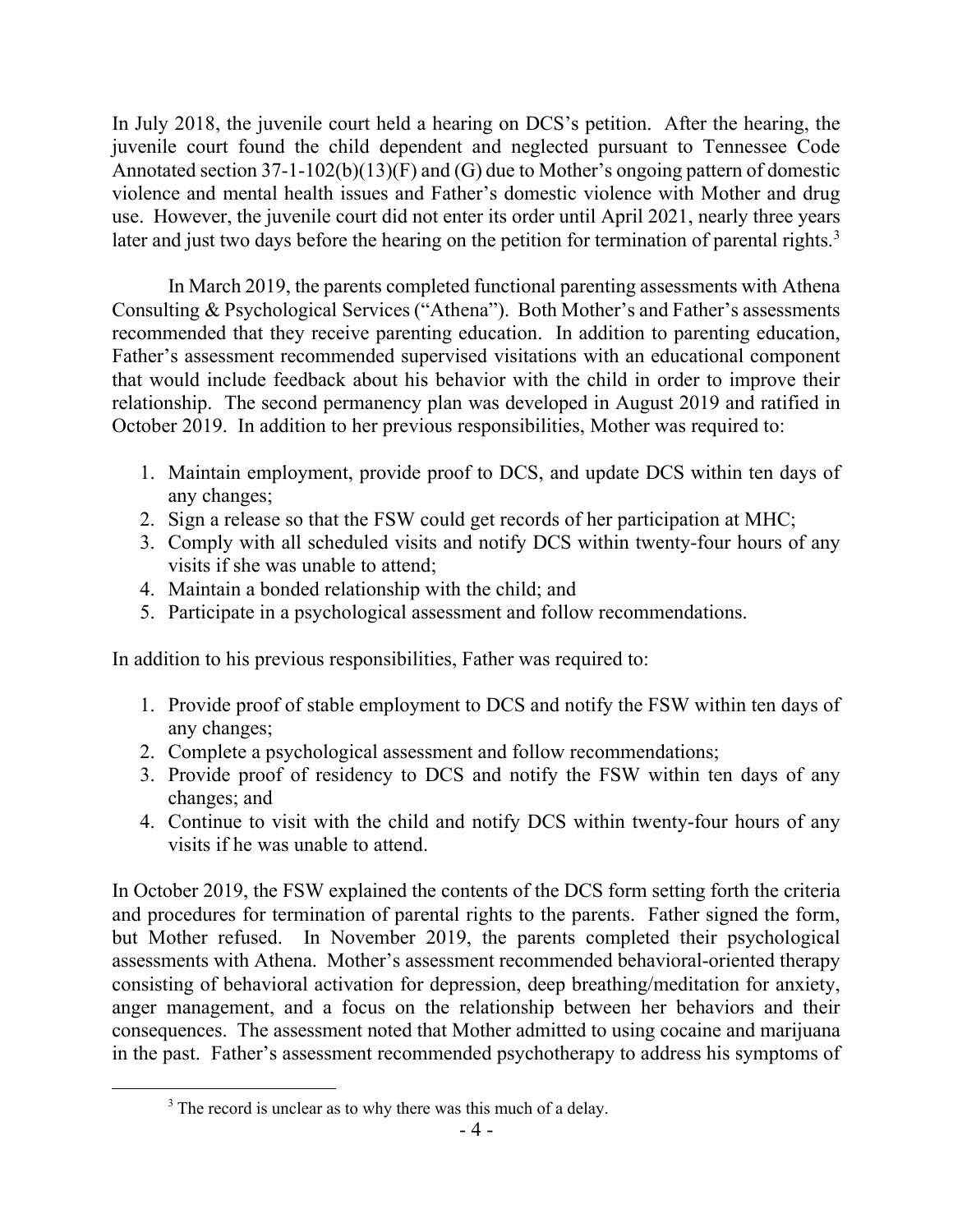In July 2018, the juvenile court held a hearing on DCS's petition. After the hearing, the juvenile court found the child dependent and neglected pursuant to Tennessee Code Annotated section 37-1-102(b)(13)(F) and (G) due to Mother's ongoing pattern of domestic violence and mental health issues and Father's domestic violence with Mother and drug use. However, the juvenile court did not enter its order until April 2021, nearly three years later and just two days before the hearing on the petition for termination of parental rights.[3]

In March 2019, the parents completed functional parenting assessments with Athena Consulting & Psychological Services ("Athena"). Both Mother's and Father's assessments recommended that they receive parenting education. In addition to parenting education, Father's assessment recommended supervised visitations with an educational component that would include feedback about his behavior with the child in order to improve their relationship. The second permanency plan was developed in August 2019 and ratified in October 2019. In addition to her previous responsibilities, Mother was required to:

1. Maintain employment, provide proof to DCS, and update DCS within ten days of any changes;
2. Sign a release so that the FSW could get records of her participation at MHC;
3. Comply with all scheduled visits and notify DCS within twenty-four hours of any visits if she was unable to attend;
4. Maintain a bonded relationship with the child; and
5. Participate in a psychological assessment and follow recommendations.

In addition to his previous responsibilities, Father was required to:

1. Provide proof of stable employment to DCS and notify the FSW within ten days of any changes;
2. Complete a psychological assessment and follow recommendations;
3. Provide proof of residency to DCS and notify the FSW within ten days of any changes; and
4. Continue to visit with the child and notify DCS within twenty-four hours of any visits if he was unable to attend.

In October 2019, the FSW explained the contents of the DCS form setting forth the criteria and procedures for termination of parental rights to the parents. Father signed the form, but Mother refused. In November 2019, the parents completed their psychological assessments with Athena. Mother's assessment recommended behavioral-oriented therapy consisting of behavioral activation for depression, deep breathing/meditation for anxiety, anger management, and a focus on the relationship between her behaviors and their consequences. The assessment noted that Mother admitted to using cocaine and marijuana in the past. Father's assessment recommended psychotherapy to address his symptoms of

[3] The record is unclear as to why there was this much of a delay.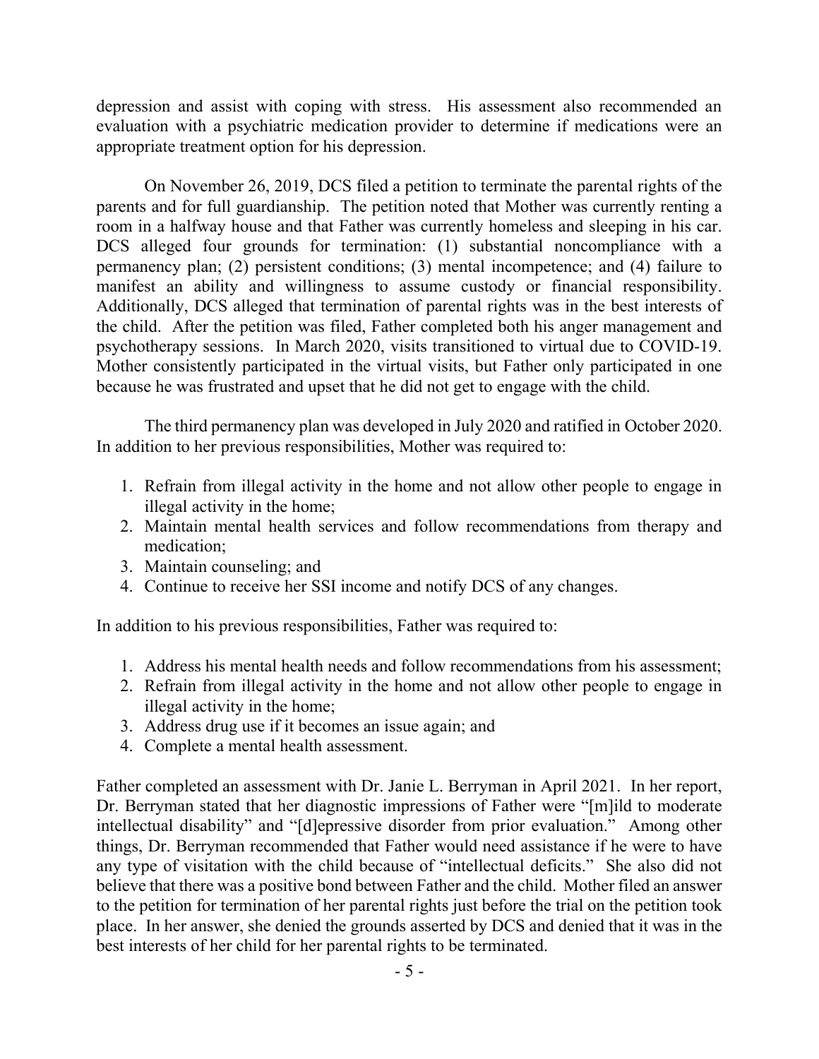depression and assist with coping with stress. His assessment also recommended an evaluation with a psychiatric medication provider to determine if medications were an appropriate treatment option for his depression.

On November 26, 2019, DCS filed a petition to terminate the parental rights of the parents and for full guardianship. The petition noted that Mother was currently renting a room in a halfway house and that Father was currently homeless and sleeping in his car. DCS alleged four grounds for termination: (1) substantial noncompliance with a permanency plan; (2) persistent conditions; (3) mental incompetence; and (4) failure to manifest an ability and willingness to assume custody or financial responsibility. Additionally, DCS alleged that termination of parental rights was in the best interests of the child. After the petition was filed, Father completed both his anger management and psychotherapy sessions. In March 2020, visits transitioned to virtual due to COVID-19. Mother consistently participated in the virtual visits, but Father only participated in one because he was frustrated and upset that he did not get to engage with the child.

The third permanency plan was developed in July 2020 and ratified in October 2020. In addition to her previous responsibilities, Mother was required to:

1. Refrain from illegal activity in the home and not allow other people to engage in illegal activity in the home;
2. Maintain mental health services and follow recommendations from therapy and medication;
3. Maintain counseling; and
4. Continue to receive her SSI income and notify DCS of any changes.

In addition to his previous responsibilities, Father was required to:

1. Address his mental health needs and follow recommendations from his assessment;
2. Refrain from illegal activity in the home and not allow other people to engage in illegal activity in the home;
3. Address drug use if it becomes an issue again; and
4. Complete a mental health assessment.

Father completed an assessment with Dr. Janie L. Berryman in April 2021. In her report, Dr. Berryman stated that her diagnostic impressions of Father were "[m]ild to moderate intellectual disability" and "[d]epressive disorder from prior evaluation." Among other things, Dr. Berryman recommended that Father would need assistance if he were to have any type of visitation with the child because of "intellectual deficits." She also did not believe that there was a positive bond between Father and the child. Mother filed an answer to the petition for termination of her parental rights just before the trial on the petition took place. In her answer, she denied the grounds asserted by DCS and denied that it was in the best interests of her child for her parental rights to be terminated.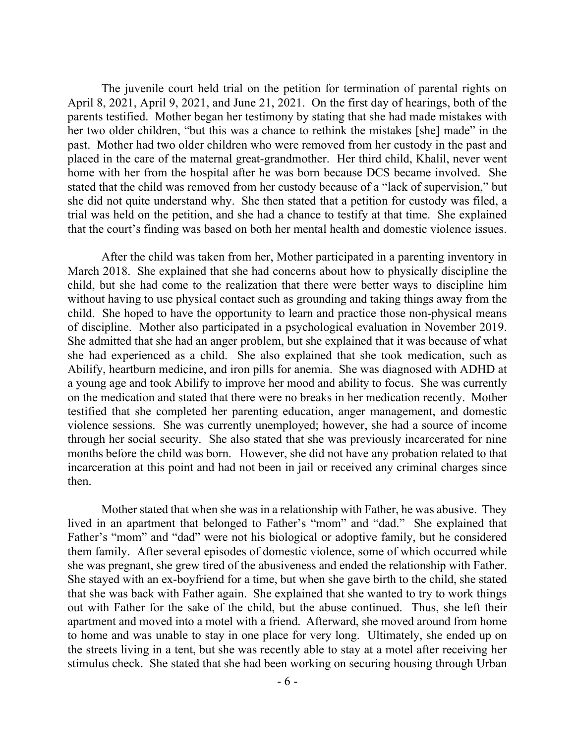The juvenile court held trial on the petition for termination of parental rights on April 8, 2021, April 9, 2021, and June 21, 2021. On the first day of hearings, both of the parents testified. Mother began her testimony by stating that she had made mistakes with her two older children, "but this was a chance to rethink the mistakes [she] made" in the past. Mother had two older children who were removed from her custody in the past and placed in the care of the maternal great-grandmother. Her third child, Khalil, never went home with her from the hospital after he was born because DCS became involved. She stated that the child was removed from her custody because of a "lack of supervision," but she did not quite understand why. She then stated that a petition for custody was filed, a trial was held on the petition, and she had a chance to testify at that time. She explained that the court's finding was based on both her mental health and domestic violence issues.

After the child was taken from her, Mother participated in a parenting inventory in March 2018. She explained that she had concerns about how to physically discipline the child, but she had come to the realization that there were better ways to discipline him without having to use physical contact such as grounding and taking things away from the child. She hoped to have the opportunity to learn and practice those non-physical means of discipline. Mother also participated in a psychological evaluation in November 2019. She admitted that she had an anger problem, but she explained that it was because of what she had experienced as a child. She also explained that she took medication, such as Abilify, heartburn medicine, and iron pills for anemia. She was diagnosed with ADHD at a young age and took Abilify to improve her mood and ability to focus. She was currently on the medication and stated that there were no breaks in her medication recently. Mother testified that she completed her parenting education, anger management, and domestic violence sessions. She was currently unemployed; however, she had a source of income through her social security. She also stated that she was previously incarcerated for nine months before the child was born. However, she did not have any probation related to that incarceration at this point and had not been in jail or received any criminal charges since then.

Mother stated that when she was in a relationship with Father, he was abusive. They lived in an apartment that belonged to Father's "mom" and "dad." She explained that Father's "mom" and "dad" were not his biological or adoptive family, but he considered them family. After several episodes of domestic violence, some of which occurred while she was pregnant, she grew tired of the abusiveness and ended the relationship with Father. She stayed with an ex-boyfriend for a time, but when she gave birth to the child, she stated that she was back with Father again. She explained that she wanted to try to work things out with Father for the sake of the child, but the abuse continued. Thus, she left their apartment and moved into a motel with a friend. Afterward, she moved around from home to home and was unable to stay in one place for very long. Ultimately, she ended up on the streets living in a tent, but she was recently able to stay at a motel after receiving her stimulus check. She stated that she had been working on securing housing through Urban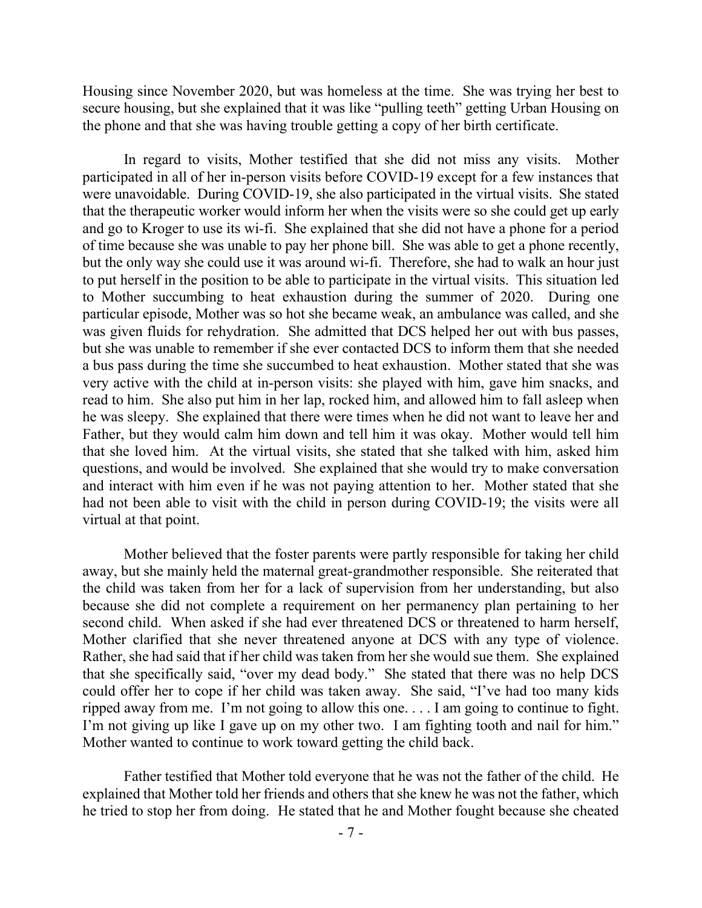Housing since November 2020, but was homeless at the time. She was trying her best to secure housing, but she explained that it was like "pulling teeth" getting Urban Housing on the phone and that she was having trouble getting a copy of her birth certificate.

In regard to visits, Mother testified that she did not miss any visits. Mother participated in all of her in-person visits before COVID-19 except for a few instances that were unavoidable. During COVID-19, she also participated in the virtual visits. She stated that the therapeutic worker would inform her when the visits were so she could get up early and go to Kroger to use its wi-fi. She explained that she did not have a phone for a period of time because she was unable to pay her phone bill. She was able to get a phone recently, but the only way she could use it was around wi-fi. Therefore, she had to walk an hour just to put herself in the position to be able to participate in the virtual visits. This situation led to Mother succumbing to heat exhaustion during the summer of 2020. During one particular episode, Mother was so hot she became weak, an ambulance was called, and she was given fluids for rehydration. She admitted that DCS helped her out with bus passes, but she was unable to remember if she ever contacted DCS to inform them that she needed a bus pass during the time she succumbed to heat exhaustion. Mother stated that she was very active with the child at in-person visits: she played with him, gave him snacks, and read to him. She also put him in her lap, rocked him, and allowed him to fall asleep when he was sleepy. She explained that there were times when he did not want to leave her and Father, but they would calm him down and tell him it was okay. Mother would tell him that she loved him. At the virtual visits, she stated that she talked with him, asked him questions, and would be involved. She explained that she would try to make conversation and interact with him even if he was not paying attention to her. Mother stated that she had not been able to visit with the child in person during COVID-19; the visits were all virtual at that point.

Mother believed that the foster parents were partly responsible for taking her child away, but she mainly held the maternal great-grandmother responsible. She reiterated that the child was taken from her for a lack of supervision from her understanding, but also because she did not complete a requirement on her permanency plan pertaining to her second child. When asked if she had ever threatened DCS or threatened to harm herself, Mother clarified that she never threatened anyone at DCS with any type of violence. Rather, she had said that if her child was taken from her she would sue them. She explained that she specifically said, "over my dead body." She stated that there was no help DCS could offer her to cope if her child was taken away. She said, "I've had too many kids ripped away from me. I'm not going to allow this one. . . . I am going to continue to fight. I'm not giving up like I gave up on my other two. I am fighting tooth and nail for him." Mother wanted to continue to work toward getting the child back.

Father testified that Mother told everyone that he was not the father of the child. He explained that Mother told her friends and others that she knew he was not the father, which he tried to stop her from doing. He stated that he and Mother fought because she cheated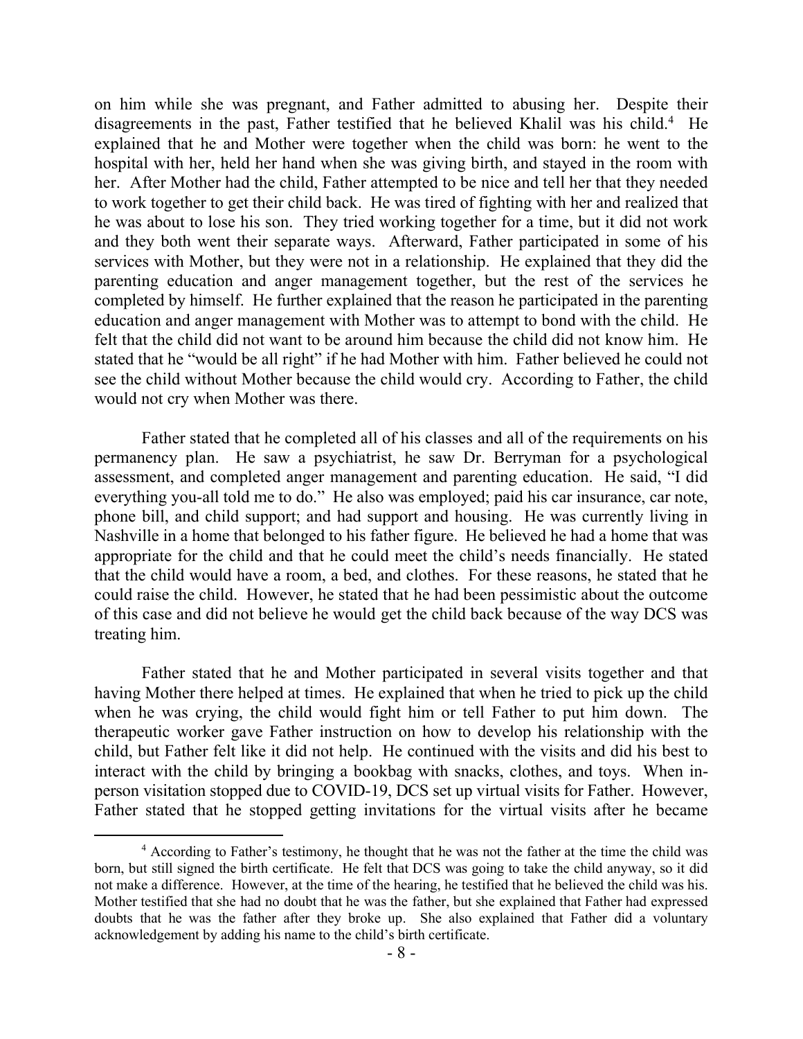on him while she was pregnant, and Father admitted to abusing her. Despite their disagreements in the past, Father testified that he believed Khalil was his child.[4] He explained that he and Mother were together when the child was born: he went to the hospital with her, held her hand when she was giving birth, and stayed in the room with her. After Mother had the child, Father attempted to be nice and tell her that they needed to work together to get their child back. He was tired of fighting with her and realized that he was about to lose his son. They tried working together for a time, but it did not work and they both went their separate ways. Afterward, Father participated in some of his services with Mother, but they were not in a relationship. He explained that they did the parenting education and anger management together, but the rest of the services he completed by himself. He further explained that the reason he participated in the parenting education and anger management with Mother was to attempt to bond with the child. He felt that the child did not want to be around him because the child did not know him. He stated that he "would be all right" if he had Mother with him. Father believed he could not see the child without Mother because the child would cry. According to Father, the child would not cry when Mother was there.

Father stated that he completed all of his classes and all of the requirements on his permanency plan. He saw a psychiatrist, he saw Dr. Berryman for a psychological assessment, and completed anger management and parenting education. He said, "I did everything you-all told me to do." He also was employed; paid his car insurance, car note, phone bill, and child support; and had support and housing. He was currently living in Nashville in a home that belonged to his father figure. He believed he had a home that was appropriate for the child and that he could meet the child's needs financially. He stated that the child would have a room, a bed, and clothes. For these reasons, he stated that he could raise the child. However, he stated that he had been pessimistic about the outcome of this case and did not believe he would get the child back because of the way DCS was treating him.

Father stated that he and Mother participated in several visits together and that having Mother there helped at times. He explained that when he tried to pick up the child when he was crying, the child would fight him or tell Father to put him down. The therapeutic worker gave Father instruction on how to develop his relationship with the child, but Father felt like it did not help. He continued with the visits and did his best to interact with the child by bringing a bookbag with snacks, clothes, and toys. When in-person visitation stopped due to COVID-19, DCS set up virtual visits for Father. However, Father stated that he stopped getting invitations for the virtual visits after he became

[4] According to Father's testimony, he thought that he was not the father at the time the child was born, but still signed the birth certificate. He felt that DCS was going to take the child anyway, so it did not make a difference. However, at the time of the hearing, he testified that he believed the child was his. Mother testified that she had no doubt that he was the father, but she explained that Father had expressed doubts that he was the father after they broke up. She also explained that Father did a voluntary acknowledgement by adding his name to the child's birth certificate.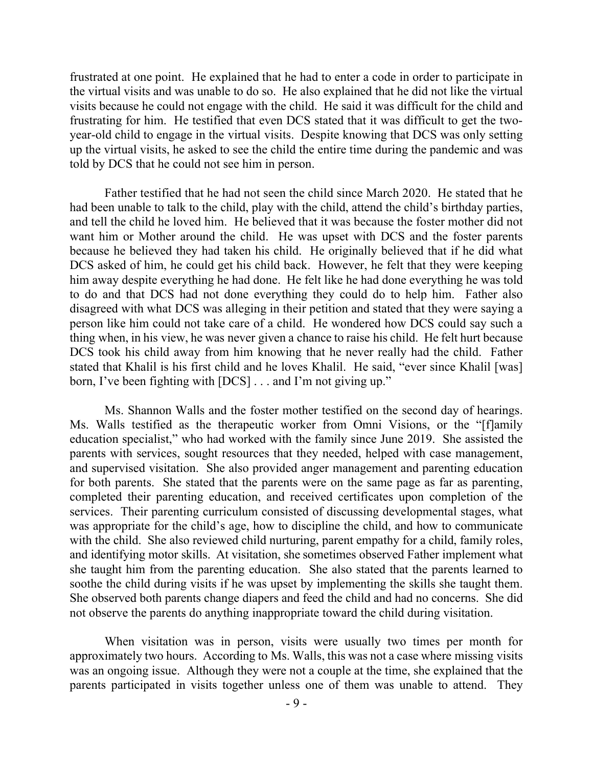frustrated at one point. He explained that he had to enter a code in order to participate in the virtual visits and was unable to do so. He also explained that he did not like the virtual visits because he could not engage with the child. He said it was difficult for the child and frustrating for him. He testified that even DCS stated that it was difficult to get the two-year-old child to engage in the virtual visits. Despite knowing that DCS was only setting up the virtual visits, he asked to see the child the entire time during the pandemic and was told by DCS that he could not see him in person.

Father testified that he had not seen the child since March 2020. He stated that he had been unable to talk to the child, play with the child, attend the child's birthday parties, and tell the child he loved him. He believed that it was because the foster mother did not want him or Mother around the child. He was upset with DCS and the foster parents because he believed they had taken his child. He originally believed that if he did what DCS asked of him, he could get his child back. However, he felt that they were keeping him away despite everything he had done. He felt like he had done everything he was told to do and that DCS had not done everything they could do to help him. Father also disagreed with what DCS was alleging in their petition and stated that they were saying a person like him could not take care of a child. He wondered how DCS could say such a thing when, in his view, he was never given a chance to raise his child. He felt hurt because DCS took his child away from him knowing that he never really had the child. Father stated that Khalil is his first child and he loves Khalil. He said, "ever since Khalil [was] born, I've been fighting with [DCS] . . . and I'm not giving up."

Ms. Shannon Walls and the foster mother testified on the second day of hearings. Ms. Walls testified as the therapeutic worker from Omni Visions, or the "[f]amily education specialist," who had worked with the family since June 2019. She assisted the parents with services, sought resources that they needed, helped with case management, and supervised visitation. She also provided anger management and parenting education for both parents. She stated that the parents were on the same page as far as parenting, completed their parenting education, and received certificates upon completion of the services. Their parenting curriculum consisted of discussing developmental stages, what was appropriate for the child's age, how to discipline the child, and how to communicate with the child. She also reviewed child nurturing, parent empathy for a child, family roles, and identifying motor skills. At visitation, she sometimes observed Father implement what she taught him from the parenting education. She also stated that the parents learned to soothe the child during visits if he was upset by implementing the skills she taught them. She observed both parents change diapers and feed the child and had no concerns. She did not observe the parents do anything inappropriate toward the child during visitation.

When visitation was in person, visits were usually two times per month for approximately two hours. According to Ms. Walls, this was not a case where missing visits was an ongoing issue. Although they were not a couple at the time, she explained that the parents participated in visits together unless one of them was unable to attend. They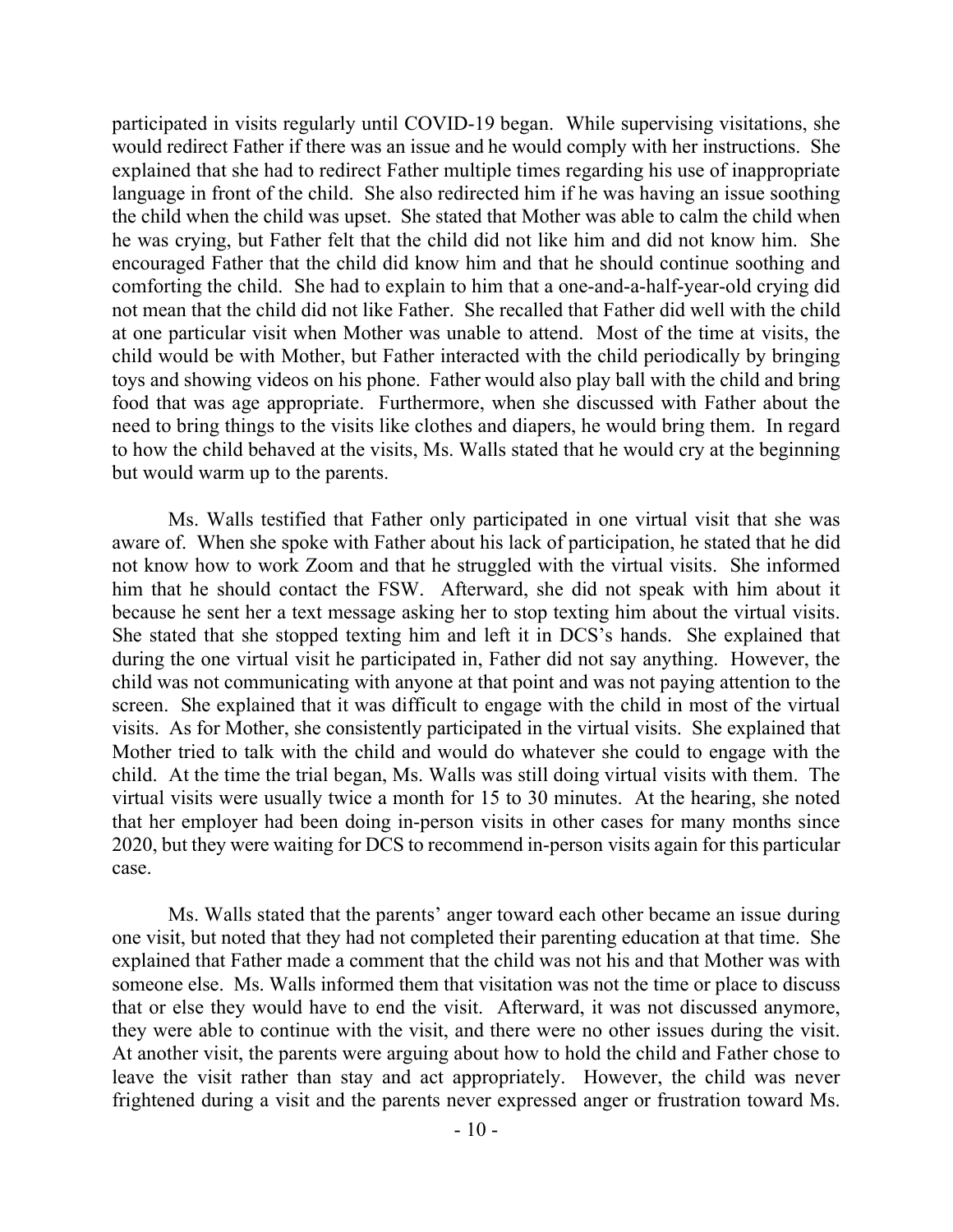participated in visits regularly until COVID-19 began. While supervising visitations, she would redirect Father if there was an issue and he would comply with her instructions. She explained that she had to redirect Father multiple times regarding his use of inappropriate language in front of the child. She also redirected him if he was having an issue soothing the child when the child was upset. She stated that Mother was able to calm the child when he was crying, but Father felt that the child did not like him and did not know him. She encouraged Father that the child did know him and that he should continue soothing and comforting the child. She had to explain to him that a one-and-a-half-year-old crying did not mean that the child did not like Father. She recalled that Father did well with the child at one particular visit when Mother was unable to attend. Most of the time at visits, the child would be with Mother, but Father interacted with the child periodically by bringing toys and showing videos on his phone. Father would also play ball with the child and bring food that was age appropriate. Furthermore, when she discussed with Father about the need to bring things to the visits like clothes and diapers, he would bring them. In regard to how the child behaved at the visits, Ms. Walls stated that he would cry at the beginning but would warm up to the parents.

Ms. Walls testified that Father only participated in one virtual visit that she was aware of. When she spoke with Father about his lack of participation, he stated that he did not know how to work Zoom and that he struggled with the virtual visits. She informed him that he should contact the FSW. Afterward, she did not speak with him about it because he sent her a text message asking her to stop texting him about the virtual visits. She stated that she stopped texting him and left it in DCS's hands. She explained that during the one virtual visit he participated in, Father did not say anything. However, the child was not communicating with anyone at that point and was not paying attention to the screen. She explained that it was difficult to engage with the child in most of the virtual visits. As for Mother, she consistently participated in the virtual visits. She explained that Mother tried to talk with the child and would do whatever she could to engage with the child. At the time the trial began, Ms. Walls was still doing virtual visits with them. The virtual visits were usually twice a month for 15 to 30 minutes. At the hearing, she noted that her employer had been doing in-person visits in other cases for many months since 2020, but they were waiting for DCS to recommend in-person visits again for this particular case.

Ms. Walls stated that the parents' anger toward each other became an issue during one visit, but noted that they had not completed their parenting education at that time. She explained that Father made a comment that the child was not his and that Mother was with someone else. Ms. Walls informed them that visitation was not the time or place to discuss that or else they would have to end the visit. Afterward, it was not discussed anymore, they were able to continue with the visit, and there were no other issues during the visit. At another visit, the parents were arguing about how to hold the child and Father chose to leave the visit rather than stay and act appropriately. However, the child was never frightened during a visit and the parents never expressed anger or frustration toward Ms.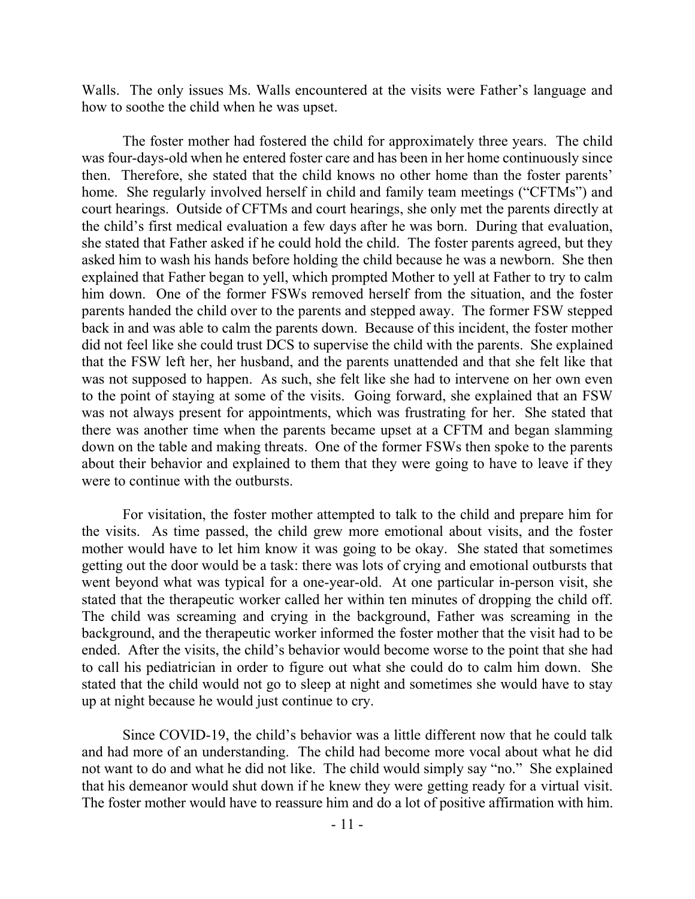Walls. The only issues Ms. Walls encountered at the visits were Father's language and how to soothe the child when he was upset.

The foster mother had fostered the child for approximately three years. The child was four-days-old when he entered foster care and has been in her home continuously since then. Therefore, she stated that the child knows no other home than the foster parents' home. She regularly involved herself in child and family team meetings ("CFTMs") and court hearings. Outside of CFTMs and court hearings, she only met the parents directly at the child's first medical evaluation a few days after he was born. During that evaluation, she stated that Father asked if he could hold the child. The foster parents agreed, but they asked him to wash his hands before holding the child because he was a newborn. She then explained that Father began to yell, which prompted Mother to yell at Father to try to calm him down. One of the former FSWs removed herself from the situation, and the foster parents handed the child over to the parents and stepped away. The former FSW stepped back in and was able to calm the parents down. Because of this incident, the foster mother did not feel like she could trust DCS to supervise the child with the parents. She explained that the FSW left her, her husband, and the parents unattended and that she felt like that was not supposed to happen. As such, she felt like she had to intervene on her own even to the point of staying at some of the visits. Going forward, she explained that an FSW was not always present for appointments, which was frustrating for her. She stated that there was another time when the parents became upset at a CFTM and began slamming down on the table and making threats. One of the former FSWs then spoke to the parents about their behavior and explained to them that they were going to have to leave if they were to continue with the outbursts.

For visitation, the foster mother attempted to talk to the child and prepare him for the visits. As time passed, the child grew more emotional about visits, and the foster mother would have to let him know it was going to be okay. She stated that sometimes getting out the door would be a task: there was lots of crying and emotional outbursts that went beyond what was typical for a one-year-old. At one particular in-person visit, she stated that the therapeutic worker called her within ten minutes of dropping the child off. The child was screaming and crying in the background, Father was screaming in the background, and the therapeutic worker informed the foster mother that the visit had to be ended. After the visits, the child's behavior would become worse to the point that she had to call his pediatrician in order to figure out what she could do to calm him down. She stated that the child would not go to sleep at night and sometimes she would have to stay up at night because he would just continue to cry.

Since COVID-19, the child's behavior was a little different now that he could talk and had more of an understanding. The child had become more vocal about what he did not want to do and what he did not like. The child would simply say "no." She explained that his demeanor would shut down if he knew they were getting ready for a virtual visit. The foster mother would have to reassure him and do a lot of positive affirmation with him.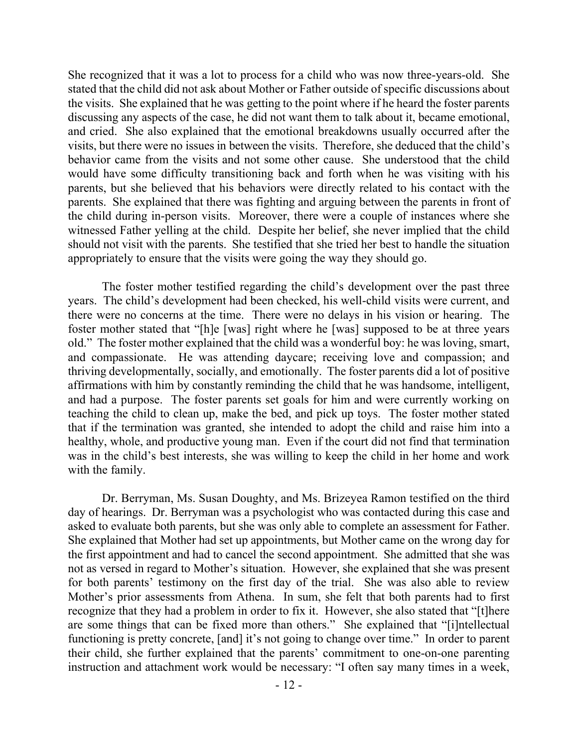She recognized that it was a lot to process for a child who was now three-years-old. She stated that the child did not ask about Mother or Father outside of specific discussions about the visits. She explained that he was getting to the point where if he heard the foster parents discussing any aspects of the case, he did not want them to talk about it, became emotional, and cried. She also explained that the emotional breakdowns usually occurred after the visits, but there were no issues in between the visits. Therefore, she deduced that the child's behavior came from the visits and not some other cause. She understood that the child would have some difficulty transitioning back and forth when he was visiting with his parents, but she believed that his behaviors were directly related to his contact with the parents. She explained that there was fighting and arguing between the parents in front of the child during in-person visits. Moreover, there were a couple of instances where she witnessed Father yelling at the child. Despite her belief, she never implied that the child should not visit with the parents. She testified that she tried her best to handle the situation appropriately to ensure that the visits were going the way they should go.

The foster mother testified regarding the child's development over the past three years. The child's development had been checked, his well-child visits were current, and there were no concerns at the time. There were no delays in his vision or hearing. The foster mother stated that "[h]e [was] right where he [was] supposed to be at three years old." The foster mother explained that the child was a wonderful boy: he was loving, smart, and compassionate. He was attending daycare; receiving love and compassion; and thriving developmentally, socially, and emotionally. The foster parents did a lot of positive affirmations with him by constantly reminding the child that he was handsome, intelligent, and had a purpose. The foster parents set goals for him and were currently working on teaching the child to clean up, make the bed, and pick up toys. The foster mother stated that if the termination was granted, she intended to adopt the child and raise him into a healthy, whole, and productive young man. Even if the court did not find that termination was in the child's best interests, she was willing to keep the child in her home and work with the family.

Dr. Berryman, Ms. Susan Doughty, and Ms. Brizeyea Ramon testified on the third day of hearings. Dr. Berryman was a psychologist who was contacted during this case and asked to evaluate both parents, but she was only able to complete an assessment for Father. She explained that Mother had set up appointments, but Mother came on the wrong day for the first appointment and had to cancel the second appointment. She admitted that she was not as versed in regard to Mother's situation. However, she explained that she was present for both parents' testimony on the first day of the trial. She was also able to review Mother's prior assessments from Athena. In sum, she felt that both parents had to first recognize that they had a problem in order to fix it. However, she also stated that "[t]here are some things that can be fixed more than others." She explained that "[i]ntellectual functioning is pretty concrete, [and] it's not going to change over time." In order to parent their child, she further explained that the parents' commitment to one-on-one parenting instruction and attachment work would be necessary: "I often say many times in a week,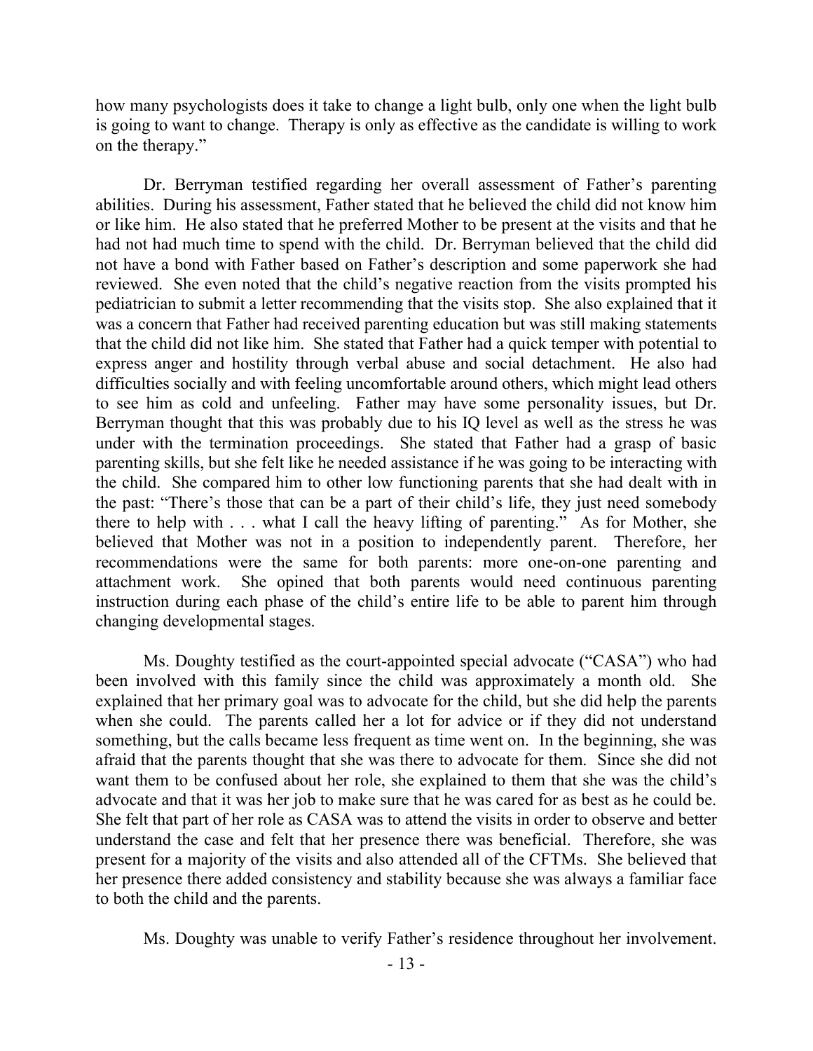how many psychologists does it take to change a light bulb, only one when the light bulb is going to want to change. Therapy is only as effective as the candidate is willing to work on the therapy."

Dr. Berryman testified regarding her overall assessment of Father's parenting abilities. During his assessment, Father stated that he believed the child did not know him or like him. He also stated that he preferred Mother to be present at the visits and that he had not had much time to spend with the child. Dr. Berryman believed that the child did not have a bond with Father based on Father's description and some paperwork she had reviewed. She even noted that the child's negative reaction from the visits prompted his pediatrician to submit a letter recommending that the visits stop. She also explained that it was a concern that Father had received parenting education but was still making statements that the child did not like him. She stated that Father had a quick temper with potential to express anger and hostility through verbal abuse and social detachment. He also had difficulties socially and with feeling uncomfortable around others, which might lead others to see him as cold and unfeeling. Father may have some personality issues, but Dr. Berryman thought that this was probably due to his IQ level as well as the stress he was under with the termination proceedings. She stated that Father had a grasp of basic parenting skills, but she felt like he needed assistance if he was going to be interacting with the child. She compared him to other low functioning parents that she had dealt with in the past: "There's those that can be a part of their child's life, they just need somebody there to help with . . . what I call the heavy lifting of parenting." As for Mother, she believed that Mother was not in a position to independently parent. Therefore, her recommendations were the same for both parents: more one-on-one parenting and attachment work. She opined that both parents would need continuous parenting instruction during each phase of the child's entire life to be able to parent him through changing developmental stages.

Ms. Doughty testified as the court-appointed special advocate ("CASA") who had been involved with this family since the child was approximately a month old. She explained that her primary goal was to advocate for the child, but she did help the parents when she could. The parents called her a lot for advice or if they did not understand something, but the calls became less frequent as time went on. In the beginning, she was afraid that the parents thought that she was there to advocate for them. Since she did not want them to be confused about her role, she explained to them that she was the child's advocate and that it was her job to make sure that he was cared for as best as he could be. She felt that part of her role as CASA was to attend the visits in order to observe and better understand the case and felt that her presence there was beneficial. Therefore, she was present for a majority of the visits and also attended all of the CFTMs. She believed that her presence there added consistency and stability because she was always a familiar face to both the child and the parents.

Ms. Doughty was unable to verify Father's residence throughout her involvement.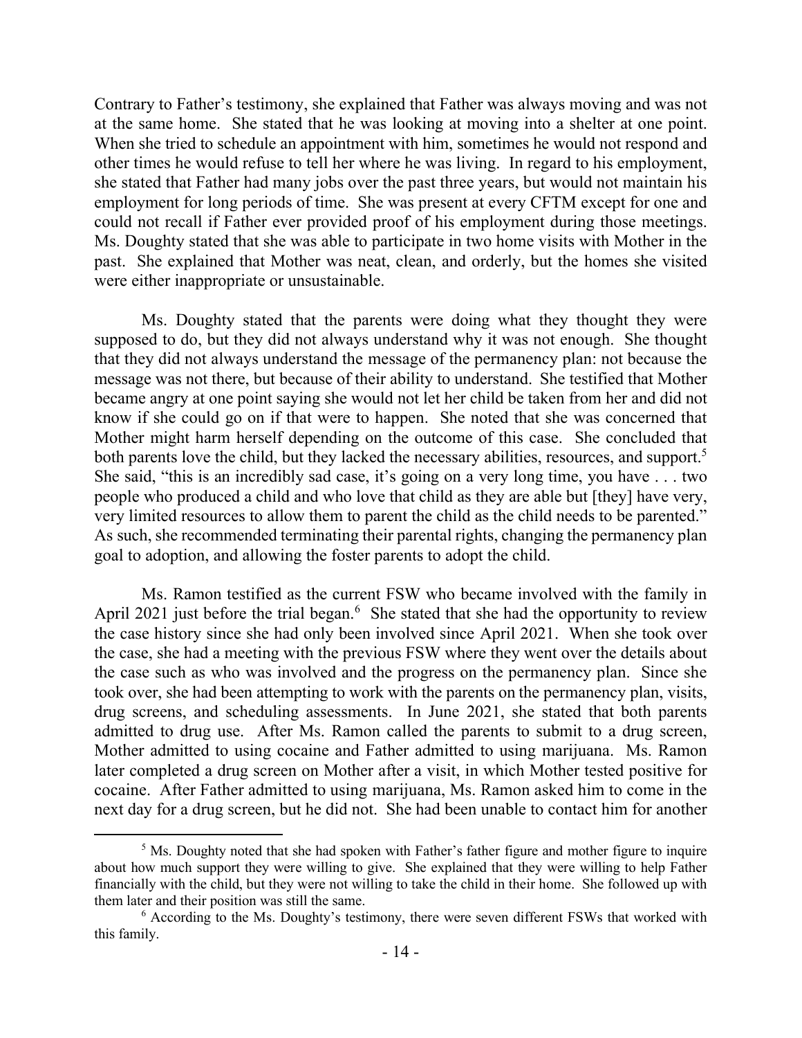Contrary to Father's testimony, she explained that Father was always moving and was not at the same home. She stated that he was looking at moving into a shelter at one point. When she tried to schedule an appointment with him, sometimes he would not respond and other times he would refuse to tell her where he was living. In regard to his employment, she stated that Father had many jobs over the past three years, but would not maintain his employment for long periods of time. She was present at every CFTM except for one and could not recall if Father ever provided proof of his employment during those meetings. Ms. Doughty stated that she was able to participate in two home visits with Mother in the past. She explained that Mother was neat, clean, and orderly, but the homes she visited were either inappropriate or unsustainable.

Ms. Doughty stated that the parents were doing what they thought they were supposed to do, but they did not always understand why it was not enough. She thought that they did not always understand the message of the permanency plan: not because the message was not there, but because of their ability to understand. She testified that Mother became angry at one point saying she would not let her child be taken from her and did not know if she could go on if that were to happen. She noted that she was concerned that Mother might harm herself depending on the outcome of this case. She concluded that both parents love the child, but they lacked the necessary abilities, resources, and support.[5] She said, "this is an incredibly sad case, it's going on a very long time, you have . . . two people who produced a child and who love that child as they are able but [they] have very, very limited resources to allow them to parent the child as the child needs to be parented." As such, she recommended terminating their parental rights, changing the permanency plan goal to adoption, and allowing the foster parents to adopt the child.

Ms. Ramon testified as the current FSW who became involved with the family in April 2021 just before the trial began.[6] She stated that she had the opportunity to review the case history since she had only been involved since April 2021. When she took over the case, she had a meeting with the previous FSW where they went over the details about the case such as who was involved and the progress on the permanency plan. Since she took over, she had been attempting to work with the parents on the permanency plan, visits, drug screens, and scheduling assessments. In June 2021, she stated that both parents admitted to drug use. After Ms. Ramon called the parents to submit to a drug screen, Mother admitted to using cocaine and Father admitted to using marijuana. Ms. Ramon later completed a drug screen on Mother after a visit, in which Mother tested positive for cocaine. After Father admitted to using marijuana, Ms. Ramon asked him to come in the next day for a drug screen, but he did not. She had been unable to contact him for another

---

[5] Ms. Doughty noted that she had spoken with Father's father figure and mother figure to inquire about how much support they were willing to give. She explained that they were willing to help Father financially with the child, but they were not willing to take the child in their home. She followed up with them later and their position was still the same.

[6] According to the Ms. Doughty's testimony, there were seven different FSWs that worked with this family.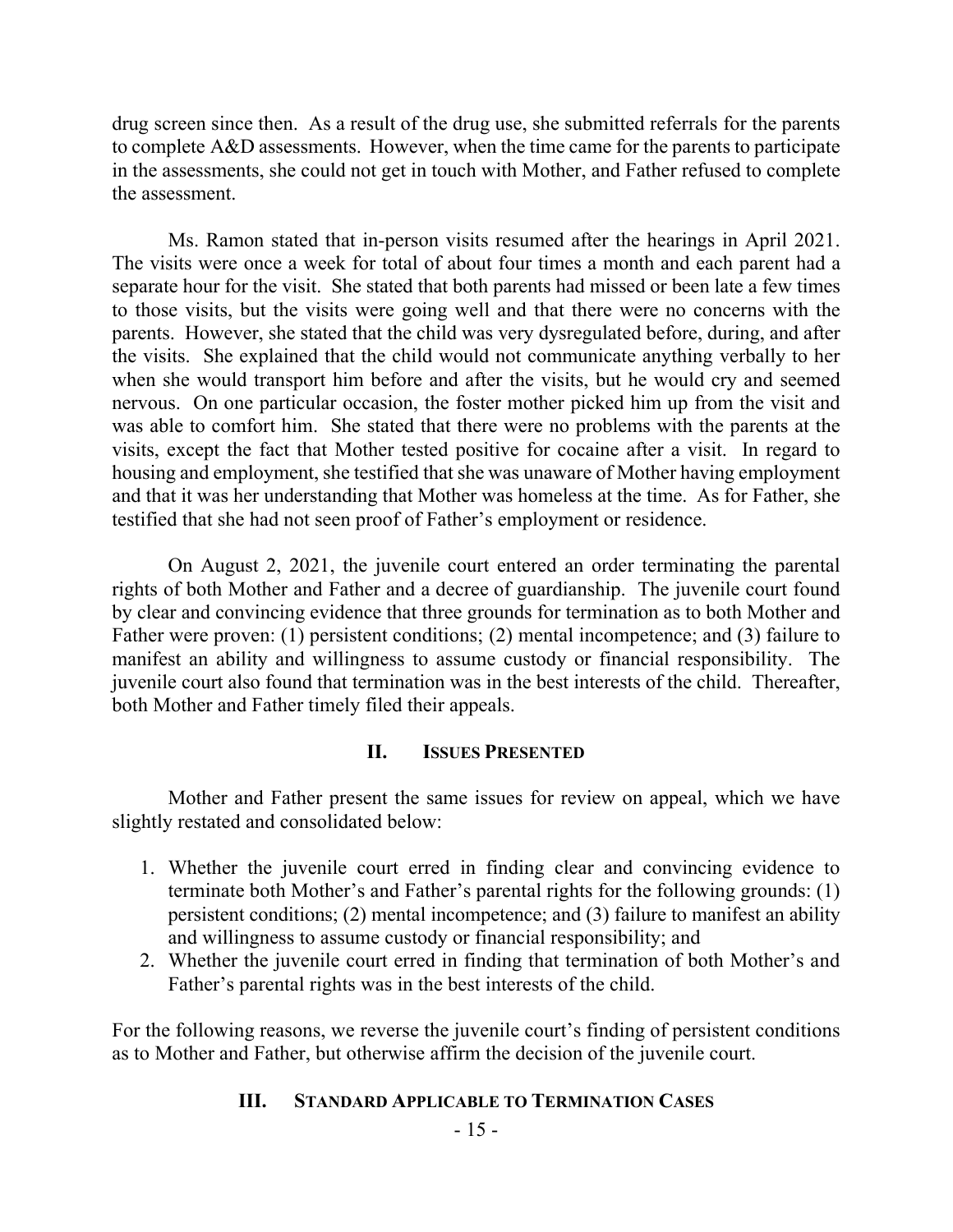drug screen since then. As a result of the drug use, she submitted referrals for the parents to complete A&D assessments. However, when the time came for the parents to participate in the assessments, she could not get in touch with Mother, and Father refused to complete the assessment.

Ms. Ramon stated that in-person visits resumed after the hearings in April 2021. The visits were once a week for total of about four times a month and each parent had a separate hour for the visit. She stated that both parents had missed or been late a few times to those visits, but the visits were going well and that there were no concerns with the parents. However, she stated that the child was very dysregulated before, during, and after the visits. She explained that the child would not communicate anything verbally to her when she would transport him before and after the visits, but he would cry and seemed nervous. On one particular occasion, the foster mother picked him up from the visit and was able to comfort him. She stated that there were no problems with the parents at the visits, except the fact that Mother tested positive for cocaine after a visit. In regard to housing and employment, she testified that she was unaware of Mother having employment and that it was her understanding that Mother was homeless at the time. As for Father, she testified that she had not seen proof of Father's employment or residence.

On August 2, 2021, the juvenile court entered an order terminating the parental rights of both Mother and Father and a decree of guardianship. The juvenile court found by clear and convincing evidence that three grounds for termination as to both Mother and Father were proven: (1) persistent conditions; (2) mental incompetence; and (3) failure to manifest an ability and willingness to assume custody or financial responsibility. The juvenile court also found that termination was in the best interests of the child. Thereafter, both Mother and Father timely filed their appeals.

## II. ISSUES PRESENTED

Mother and Father present the same issues for review on appeal, which we have slightly restated and consolidated below:

1. Whether the juvenile court erred in finding clear and convincing evidence to terminate both Mother's and Father's parental rights for the following grounds: (1) persistent conditions; (2) mental incompetence; and (3) failure to manifest an ability and willingness to assume custody or financial responsibility; and
2. Whether the juvenile court erred in finding that termination of both Mother's and Father's parental rights was in the best interests of the child.

For the following reasons, we reverse the juvenile court's finding of persistent conditions as to Mother and Father, but otherwise affirm the decision of the juvenile court.

## III. STANDARD APPLICABLE TO TERMINATION CASES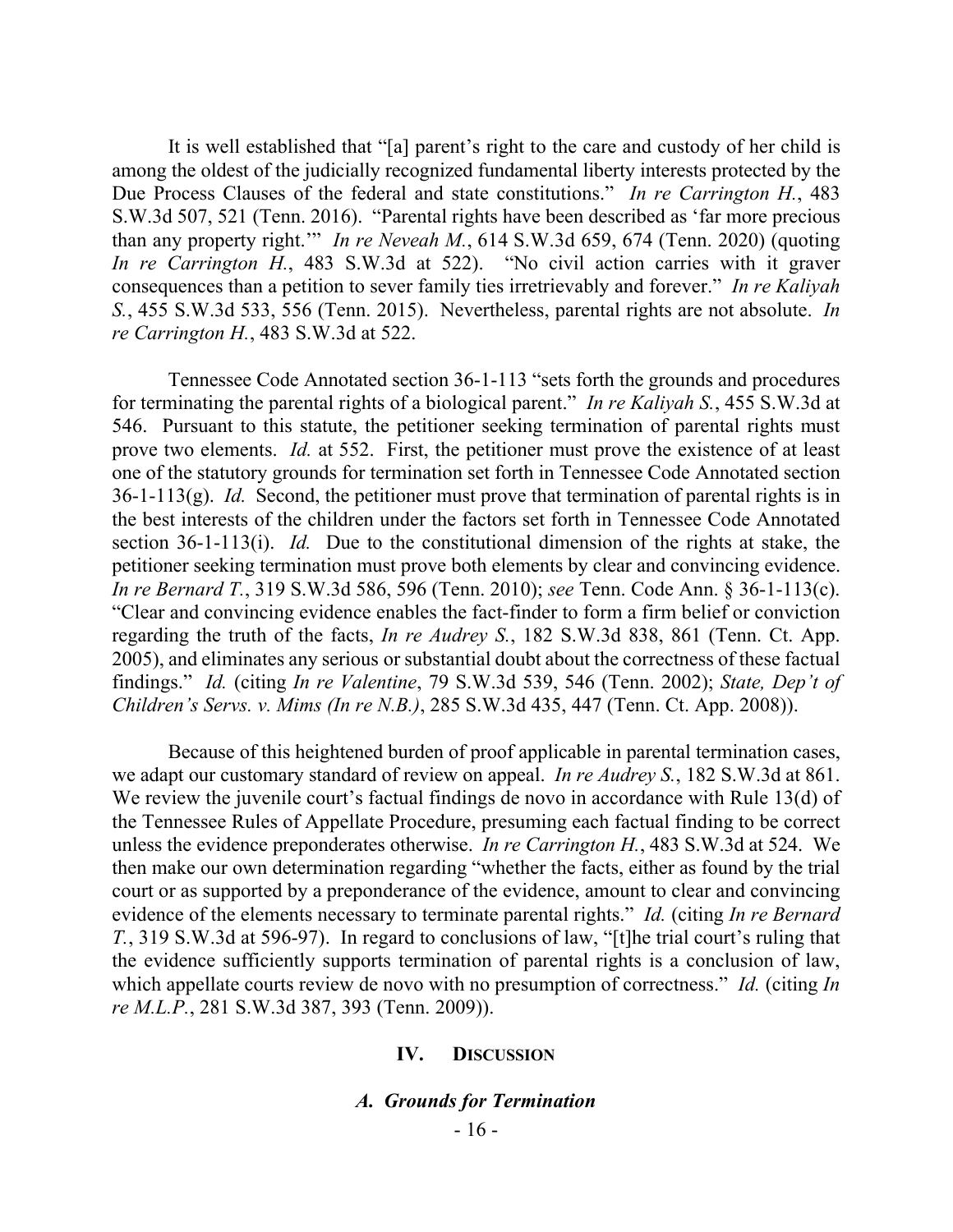It is well established that "[a] parent's right to the care and custody of her child is among the oldest of the judicially recognized fundamental liberty interests protected by the Due Process Clauses of the federal and state constitutions." *In re Carrington H.*, 483 S.W.3d 507, 521 (Tenn. 2016). "Parental rights have been described as 'far more precious than any property right.'" *In re Neveah M.*, 614 S.W.3d 659, 674 (Tenn. 2020) (quoting *In re Carrington H.*, 483 S.W.3d at 522). "No civil action carries with it graver consequences than a petition to sever family ties irretrievably and forever." *In re Kaliyah S.*, 455 S.W.3d 533, 556 (Tenn. 2015). Nevertheless, parental rights are not absolute. *In re Carrington H.*, 483 S.W.3d at 522.

Tennessee Code Annotated section 36-1-113 "sets forth the grounds and procedures for terminating the parental rights of a biological parent." *In re Kaliyah S.*, 455 S.W.3d at 546. Pursuant to this statute, the petitioner seeking termination of parental rights must prove two elements. *Id.* at 552. First, the petitioner must prove the existence of at least one of the statutory grounds for termination set forth in Tennessee Code Annotated section 36-1-113(g). *Id.* Second, the petitioner must prove that termination of parental rights is in the best interests of the children under the factors set forth in Tennessee Code Annotated section 36-1-113(i). *Id.* Due to the constitutional dimension of the rights at stake, the petitioner seeking termination must prove both elements by clear and convincing evidence. *In re Bernard T.*, 319 S.W.3d 586, 596 (Tenn. 2010); *see* Tenn. Code Ann. § 36-1-113(c). "Clear and convincing evidence enables the fact-finder to form a firm belief or conviction regarding the truth of the facts, *In re Audrey S.*, 182 S.W.3d 838, 861 (Tenn. Ct. App. 2005), and eliminates any serious or substantial doubt about the correctness of these factual findings." *Id.* (citing *In re Valentine*, 79 S.W.3d 539, 546 (Tenn. 2002); *State, Dep't of Children's Servs. v. Mims (In re N.B.)*, 285 S.W.3d 435, 447 (Tenn. Ct. App. 2008)).

Because of this heightened burden of proof applicable in parental termination cases, we adapt our customary standard of review on appeal. *In re Audrey S.*, 182 S.W.3d at 861. We review the juvenile court's factual findings de novo in accordance with Rule 13(d) of the Tennessee Rules of Appellate Procedure, presuming each factual finding to be correct unless the evidence preponderates otherwise. *In re Carrington H.*, 483 S.W.3d at 524. We then make our own determination regarding "whether the facts, either as found by the trial court or as supported by a preponderance of the evidence, amount to clear and convincing evidence of the elements necessary to terminate parental rights." *Id.* (citing *In re Bernard T.*, 319 S.W.3d at 596-97). In regard to conclusions of law, "[t]he trial court's ruling that the evidence sufficiently supports termination of parental rights is a conclusion of law, which appellate courts review de novo with no presumption of correctness." *Id.* (citing *In re M.L.P.*, 281 S.W.3d 387, 393 (Tenn. 2009)).

## IV. Discussion

### *A. Grounds for Termination*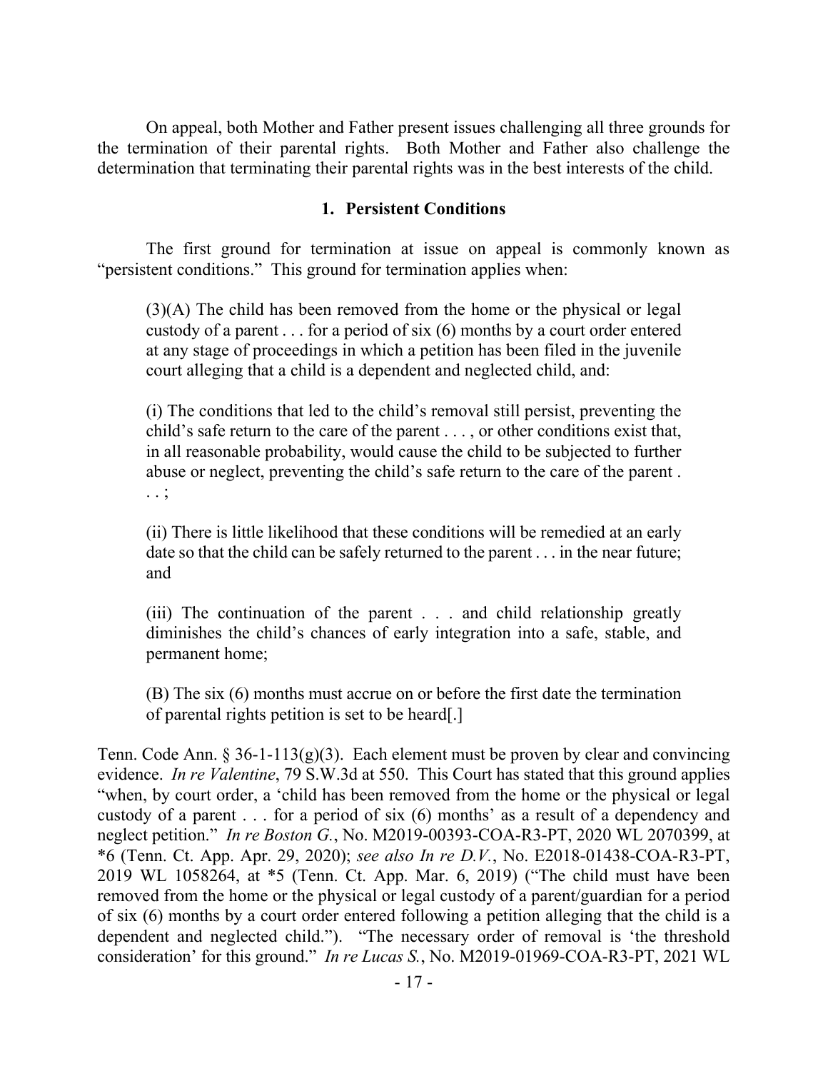On appeal, both Mother and Father present issues challenging all three grounds for the termination of their parental rights. Both Mother and Father also challenge the determination that terminating their parental rights was in the best interests of the child.

### 1. Persistent Conditions

The first ground for termination at issue on appeal is commonly known as "persistent conditions." This ground for termination applies when:

> (3)(A) The child has been removed from the home or the physical or legal custody of a parent . . . for a period of six (6) months by a court order entered at any stage of proceedings in which a petition has been filed in the juvenile court alleging that a child is a dependent and neglected child, and:
>
> (i) The conditions that led to the child's removal still persist, preventing the child's safe return to the care of the parent . . . , or other conditions exist that, in all reasonable probability, would cause the child to be subjected to further abuse or neglect, preventing the child's safe return to the care of the parent . . . ;
>
> (ii) There is little likelihood that these conditions will be remedied at an early date so that the child can be safely returned to the parent . . . in the near future; and
>
> (iii) The continuation of the parent . . . and child relationship greatly diminishes the child's chances of early integration into a safe, stable, and permanent home;
>
> (B) The six (6) months must accrue on or before the first date the termination of parental rights petition is set to be heard[.]

Tenn. Code Ann. § 36-1-113(g)(3). Each element must be proven by clear and convincing evidence. *In re Valentine*, 79 S.W.3d at 550. This Court has stated that this ground applies "when, by court order, a 'child has been removed from the home or the physical or legal custody of a parent . . . for a period of six (6) months' as a result of a dependency and neglect petition." *In re Boston G.*, No. M2019-00393-COA-R3-PT, 2020 WL 2070399, at *6 (Tenn. Ct. App. Apr. 29, 2020); *see also In re D.V.*, No. E2018-01438-COA-R3-PT, 2019 WL 1058264, at *5 (Tenn. Ct. App. Mar. 6, 2019) ("The child must have been removed from the home or the physical or legal custody of a parent/guardian for a period of six (6) months by a court order entered following a petition alleging that the child is a dependent and neglected child."). "The necessary order of removal is 'the threshold consideration' for this ground." *In re Lucas S.*, No. M2019-01969-COA-R3-PT, 2021 WL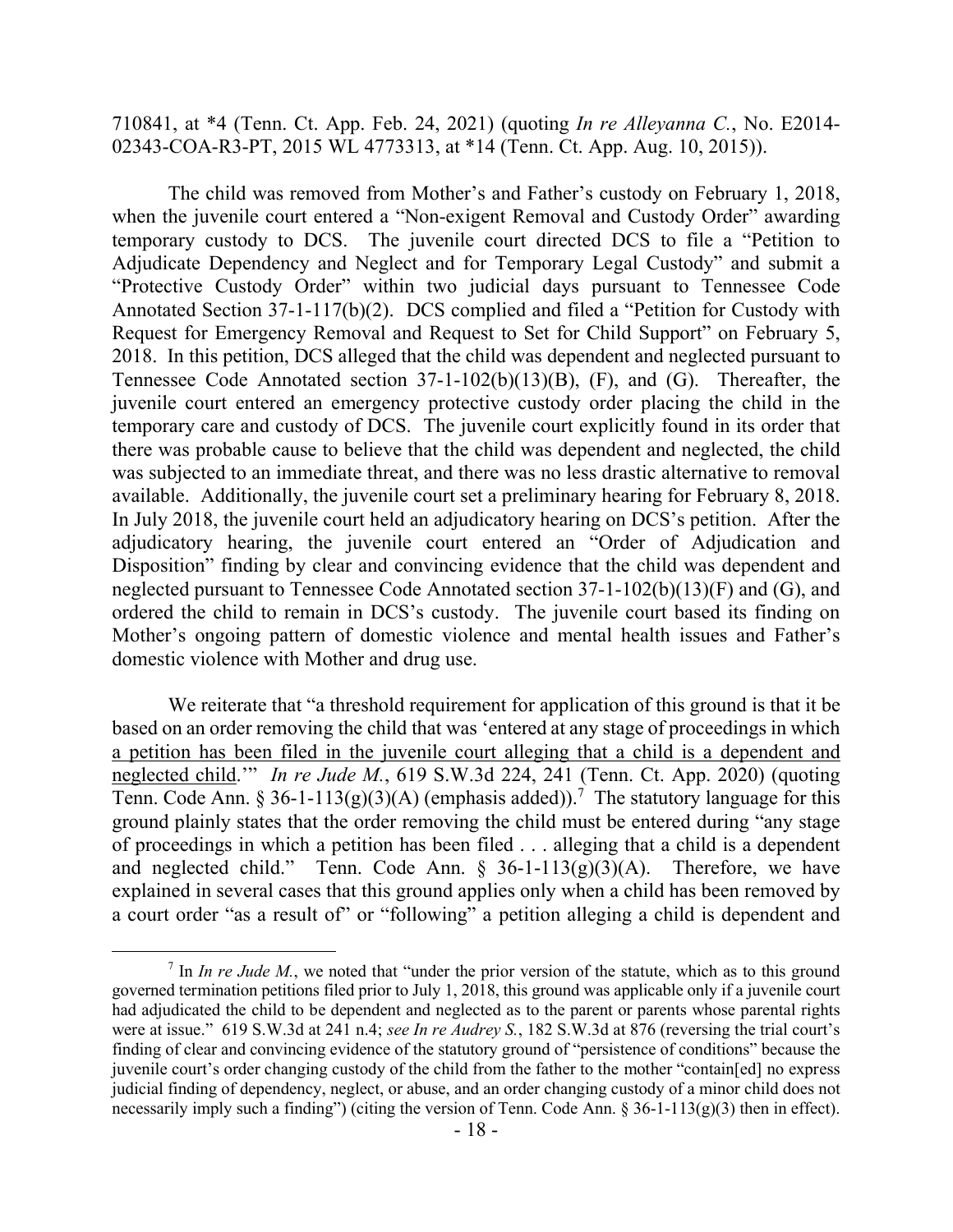710841, at *4 (Tenn. Ct. App. Feb. 24, 2021) (quoting *In re Alleyanna C.*, No. E2014-02343-COA-R3-PT, 2015 WL 4773313, at *14 (Tenn. Ct. App. Aug. 10, 2015)).

The child was removed from Mother's and Father's custody on February 1, 2018, when the juvenile court entered a "Non-exigent Removal and Custody Order" awarding temporary custody to DCS. The juvenile court directed DCS to file a "Petition to Adjudicate Dependency and Neglect and for Temporary Legal Custody" and submit a "Protective Custody Order" within two judicial days pursuant to Tennessee Code Annotated Section 37-1-117(b)(2). DCS complied and filed a "Petition for Custody with Request for Emergency Removal and Request to Set for Child Support" on February 5, 2018. In this petition, DCS alleged that the child was dependent and neglected pursuant to Tennessee Code Annotated section 37-1-102(b)(13)(B), (F), and (G). Thereafter, the juvenile court entered an emergency protective custody order placing the child in the temporary care and custody of DCS. The juvenile court explicitly found in its order that there was probable cause to believe that the child was dependent and neglected, the child was subjected to an immediate threat, and there was no less drastic alternative to removal available. Additionally, the juvenile court set a preliminary hearing for February 8, 2018. In July 2018, the juvenile court held an adjudicatory hearing on DCS's petition. After the adjudicatory hearing, the juvenile court entered an "Order of Adjudication and Disposition" finding by clear and convincing evidence that the child was dependent and neglected pursuant to Tennessee Code Annotated section 37-1-102(b)(13)(F) and (G), and ordered the child to remain in DCS's custody. The juvenile court based its finding on Mother's ongoing pattern of domestic violence and mental health issues and Father's domestic violence with Mother and drug use.

We reiterate that "a threshold requirement for application of this ground is that it be based on an order removing the child that was 'entered at any stage of proceedings in which <u>a petition has been filed in the juvenile court alleging that a child is a dependent and neglected child</u>.'" *In re Jude M.*, 619 S.W.3d 224, 241 (Tenn. Ct. App. 2020) (quoting Tenn. Code Ann. § 36-1-113(g)(3)(A) (emphasis added)).[7] The statutory language for this ground plainly states that the order removing the child must be entered during "any stage of proceedings in which a petition has been filed . . . alleging that a child is a dependent and neglected child." Tenn. Code Ann. § 36-1-113(g)(3)(A). Therefore, we have explained in several cases that this ground applies only when a child has been removed by a court order "as a result of" or "following" a petition alleging a child is dependent and

[7] In *In re Jude M.*, we noted that "under the prior version of the statute, which as to this ground governed termination petitions filed prior to July 1, 2018, this ground was applicable only if a juvenile court had adjudicated the child to be dependent and neglected as to the parent or parents whose parental rights were at issue." 619 S.W.3d at 241 n.4; *see In re Audrey S.*, 182 S.W.3d at 876 (reversing the trial court's finding of clear and convincing evidence of the statutory ground of "persistence of conditions" because the juvenile court's order changing custody of the child from the father to the mother "contain[ed] no express judicial finding of dependency, neglect, or abuse, and an order changing custody of a minor child does not necessarily imply such a finding") (citing the version of Tenn. Code Ann. § 36-1-113(g)(3) then in effect).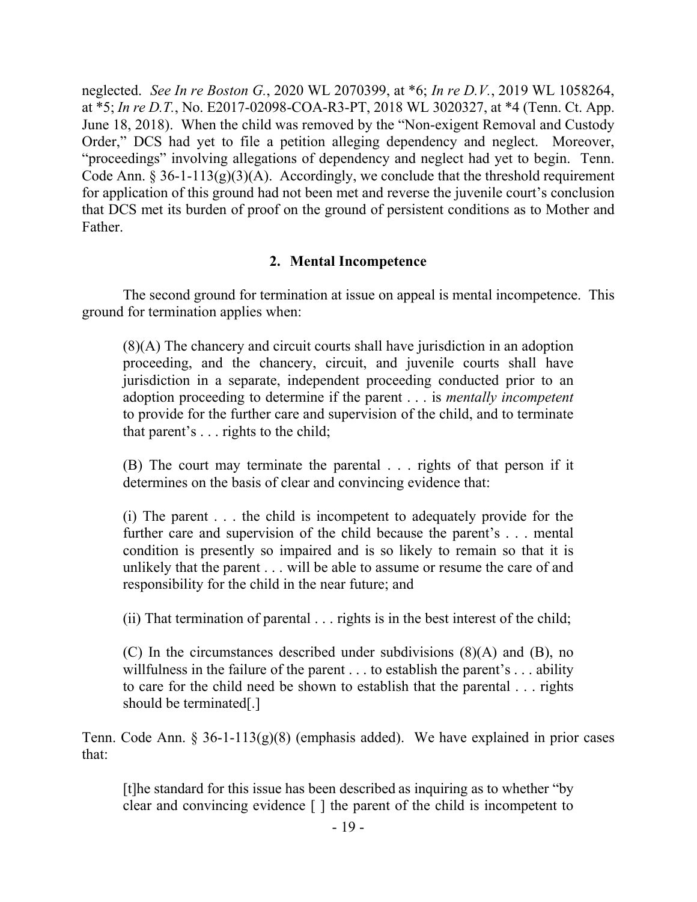neglected. *See In re Boston G.*, 2020 WL 2070399, at *6; *In re D.V.*, 2019 WL 1058264, at *5; *In re D.T.*, No. E2017-02098-COA-R3-PT, 2018 WL 3020327, at *4 (Tenn. Ct. App. June 18, 2018). When the child was removed by the "Non-exigent Removal and Custody Order," DCS had yet to file a petition alleging dependency and neglect. Moreover, "proceedings" involving allegations of dependency and neglect had yet to begin. Tenn. Code Ann. § 36-1-113(g)(3)(A). Accordingly, we conclude that the threshold requirement for application of this ground had not been met and reverse the juvenile court's conclusion that DCS met its burden of proof on the ground of persistent conditions as to Mother and Father.

### 2. Mental Incompetence

The second ground for termination at issue on appeal is mental incompetence. This ground for termination applies when:

> (8)(A) The chancery and circuit courts shall have jurisdiction in an adoption proceeding, and the chancery, circuit, and juvenile courts shall have jurisdiction in a separate, independent proceeding conducted prior to an adoption proceeding to determine if the parent . . . is *mentally incompetent* to provide for the further care and supervision of the child, and to terminate that parent's . . . rights to the child;
>
> (B) The court may terminate the parental . . . rights of that person if it determines on the basis of clear and convincing evidence that:
>
> (i) The parent . . . the child is incompetent to adequately provide for the further care and supervision of the child because the parent's . . . mental condition is presently so impaired and is so likely to remain so that it is unlikely that the parent . . . will be able to assume or resume the care of and responsibility for the child in the near future; and
>
> (ii) That termination of parental . . . rights is in the best interest of the child;
>
> (C) In the circumstances described under subdivisions (8)(A) and (B), no willfulness in the failure of the parent . . . to establish the parent's . . . ability to care for the child need be shown to establish that the parental . . . rights should be terminated[.]

Tenn. Code Ann. § 36-1-113(g)(8) (emphasis added). We have explained in prior cases that:

> [t]he standard for this issue has been described as inquiring as to whether "by clear and convincing evidence [ ] the parent of the child is incompetent to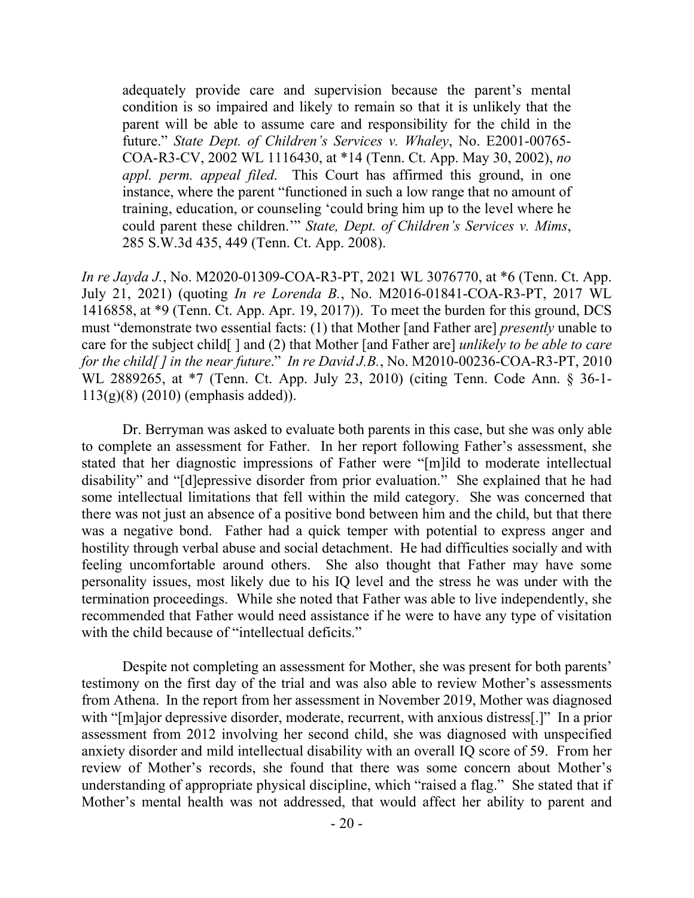> adequately provide care and supervision because the parent's mental condition is so impaired and likely to remain so that it is unlikely that the parent will be able to assume care and responsibility for the child in the future." *State Dept. of Children's Services v. Whaley*, No. E2001-00765-COA-R3-CV, 2002 WL 1116430, at *14 (Tenn. Ct. App. May 30, 2002), *no appl. perm. appeal filed*. This Court has affirmed this ground, in one instance, where the parent "functioned in such a low range that no amount of training, education, or counseling 'could bring him up to the level where he could parent these children.'" *State, Dept. of Children's Services v. Mims*, 285 S.W.3d 435, 449 (Tenn. Ct. App. 2008).

*In re Jayda J.*, No. M2020-01309-COA-R3-PT, 2021 WL 3076770, at *6 (Tenn. Ct. App. July 21, 2021) (quoting *In re Lorenda B.*, No. M2016-01841-COA-R3-PT, 2017 WL 1416858, at *9 (Tenn. Ct. App. Apr. 19, 2017)). To meet the burden for this ground, DCS must "demonstrate two essential facts: (1) that Mother [and Father are] *presently* unable to care for the subject child[ ] and (2) that Mother [and Father are] *unlikely to be able to care for the child[ ] in the near future*." *In re David J.B.*, No. M2010-00236-COA-R3-PT, 2010 WL 2889265, at *7 (Tenn. Ct. App. July 23, 2010) (citing Tenn. Code Ann. § 36-1-113(g)(8) (2010) (emphasis added)).

Dr. Berryman was asked to evaluate both parents in this case, but she was only able to complete an assessment for Father. In her report following Father's assessment, she stated that her diagnostic impressions of Father were "[m]ild to moderate intellectual disability" and "[d]epressive disorder from prior evaluation." She explained that he had some intellectual limitations that fell within the mild category. She was concerned that there was not just an absence of a positive bond between him and the child, but that there was a negative bond. Father had a quick temper with potential to express anger and hostility through verbal abuse and social detachment. He had difficulties socially and with feeling uncomfortable around others. She also thought that Father may have some personality issues, most likely due to his IQ level and the stress he was under with the termination proceedings. While she noted that Father was able to live independently, she recommended that Father would need assistance if he were to have any type of visitation with the child because of "intellectual deficits."

Despite not completing an assessment for Mother, she was present for both parents' testimony on the first day of the trial and was also able to review Mother's assessments from Athena. In the report from her assessment in November 2019, Mother was diagnosed with "[m]ajor depressive disorder, moderate, recurrent, with anxious distress[.]" In a prior assessment from 2012 involving her second child, she was diagnosed with unspecified anxiety disorder and mild intellectual disability with an overall IQ score of 59. From her review of Mother's records, she found that there was some concern about Mother's understanding of appropriate physical discipline, which "raised a flag." She stated that if Mother's mental health was not addressed, that would affect her ability to parent and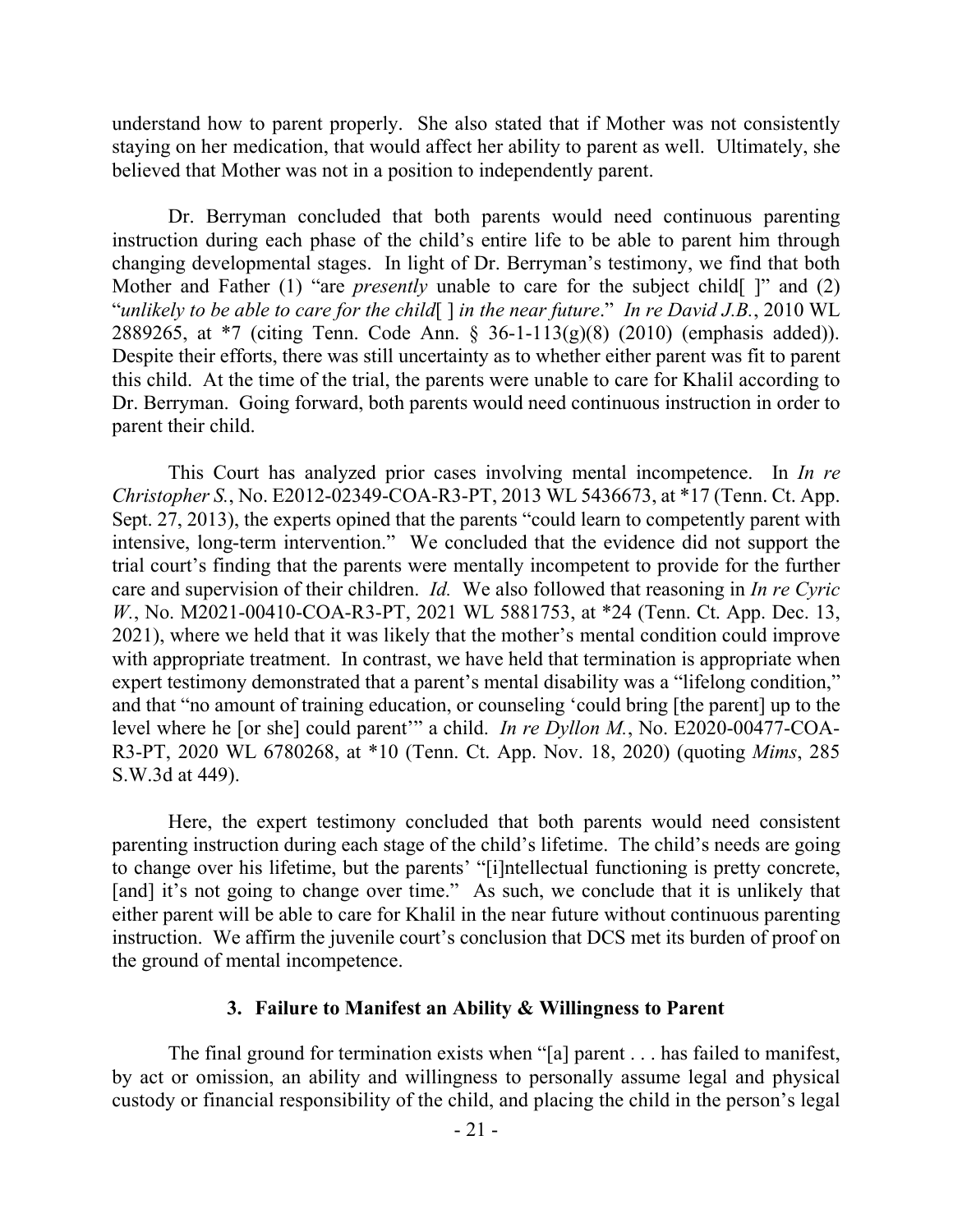understand how to parent properly. She also stated that if Mother was not consistently staying on her medication, that would affect her ability to parent as well. Ultimately, she believed that Mother was not in a position to independently parent.

Dr. Berryman concluded that both parents would need continuous parenting instruction during each phase of the child's entire life to be able to parent him through changing developmental stages. In light of Dr. Berryman's testimony, we find that both Mother and Father (1) "are *presently* unable to care for the subject child[ ]" and (2) "*unlikely to be able to care for the child*[ ] *in the near future*." *In re David J.B.*, 2010 WL 2889265, at *7 (citing Tenn. Code Ann. § 36-1-113(g)(8) (2010) (emphasis added)). Despite their efforts, there was still uncertainty as to whether either parent was fit to parent this child. At the time of the trial, the parents were unable to care for Khalil according to Dr. Berryman. Going forward, both parents would need continuous instruction in order to parent their child.

This Court has analyzed prior cases involving mental incompetence. In *In re Christopher S.*, No. E2012-02349-COA-R3-PT, 2013 WL 5436673, at *17 (Tenn. Ct. App. Sept. 27, 2013), the experts opined that the parents "could learn to competently parent with intensive, long-term intervention." We concluded that the evidence did not support the trial court's finding that the parents were mentally incompetent to provide for the further care and supervision of their children. *Id.* We also followed that reasoning in *In re Cyric W.*, No. M2021-00410-COA-R3-PT, 2021 WL 5881753, at *24 (Tenn. Ct. App. Dec. 13, 2021), where we held that it was likely that the mother's mental condition could improve with appropriate treatment. In contrast, we have held that termination is appropriate when expert testimony demonstrated that a parent's mental disability was a "lifelong condition," and that "no amount of training education, or counseling 'could bring [the parent] up to the level where he [or she] could parent'" a child. *In re Dyllon M.*, No. E2020-00477-COA-R3-PT, 2020 WL 6780268, at *10 (Tenn. Ct. App. Nov. 18, 2020) (quoting *Mims*, 285 S.W.3d at 449).

Here, the expert testimony concluded that both parents would need consistent parenting instruction during each stage of the child's lifetime. The child's needs are going to change over his lifetime, but the parents' "[i]ntellectual functioning is pretty concrete, [and] it's not going to change over time." As such, we conclude that it is unlikely that either parent will be able to care for Khalil in the near future without continuous parenting instruction. We affirm the juvenile court's conclusion that DCS met its burden of proof on the ground of mental incompetence.

### 3. Failure to Manifest an Ability & Willingness to Parent

The final ground for termination exists when "[a] parent . . . has failed to manifest, by act or omission, an ability and willingness to personally assume legal and physical custody or financial responsibility of the child, and placing the child in the person's legal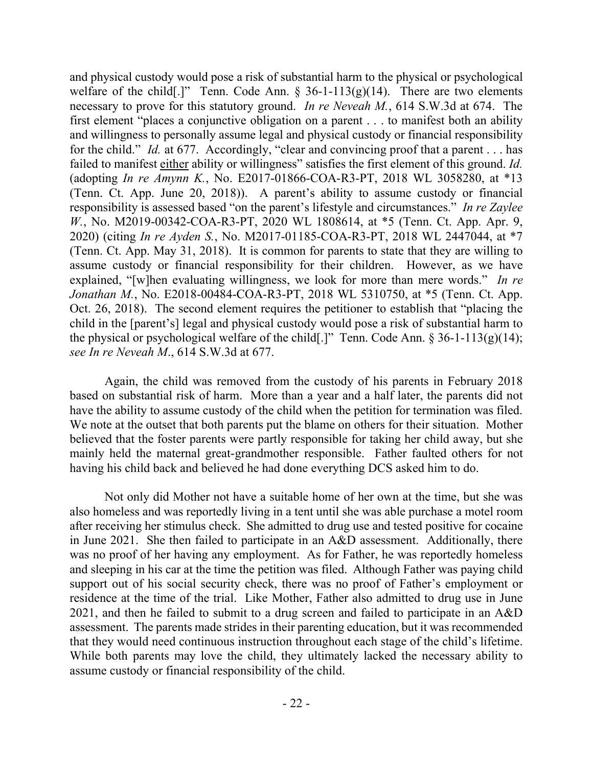and physical custody would pose a risk of substantial harm to the physical or psychological welfare of the child[.]" Tenn. Code Ann. § 36-1-113(g)(14). There are two elements necessary to prove for this statutory ground. *In re Neveah M.*, 614 S.W.3d at 674. The first element "places a conjunctive obligation on a parent . . . to manifest both an ability and willingness to personally assume legal and physical custody or financial responsibility for the child." *Id.* at 677. Accordingly, "clear and convincing proof that a parent . . . has failed to manifest either ability or willingness" satisfies the first element of this ground. *Id.* (adopting *In re Amynn K.*, No. E2017-01866-COA-R3-PT, 2018 WL 3058280, at \*13 (Tenn. Ct. App. June 20, 2018)). A parent's ability to assume custody or financial responsibility is assessed based "on the parent's lifestyle and circumstances." *In re Zaylee W.*, No. M2019-00342-COA-R3-PT, 2020 WL 1808614, at \*5 (Tenn. Ct. App. Apr. 9, 2020) (citing *In re Ayden S.*, No. M2017-01185-COA-R3-PT, 2018 WL 2447044, at \*7 (Tenn. Ct. App. May 31, 2018). It is common for parents to state that they are willing to assume custody or financial responsibility for their children. However, as we have explained, "[w]hen evaluating willingness, we look for more than mere words." *In re Jonathan M.*, No. E2018-00484-COA-R3-PT, 2018 WL 5310750, at \*5 (Tenn. Ct. App. Oct. 26, 2018). The second element requires the petitioner to establish that "placing the child in the [parent's] legal and physical custody would pose a risk of substantial harm to the physical or psychological welfare of the child[.]" Tenn. Code Ann. § 36-1-113(g)(14); *see In re Neveah M*., 614 S.W.3d at 677.

Again, the child was removed from the custody of his parents in February 2018 based on substantial risk of harm. More than a year and a half later, the parents did not have the ability to assume custody of the child when the petition for termination was filed. We note at the outset that both parents put the blame on others for their situation. Mother believed that the foster parents were partly responsible for taking her child away, but she mainly held the maternal great-grandmother responsible. Father faulted others for not having his child back and believed he had done everything DCS asked him to do.

Not only did Mother not have a suitable home of her own at the time, but she was also homeless and was reportedly living in a tent until she was able purchase a motel room after receiving her stimulus check. She admitted to drug use and tested positive for cocaine in June 2021. She then failed to participate in an A&D assessment. Additionally, there was no proof of her having any employment. As for Father, he was reportedly homeless and sleeping in his car at the time the petition was filed. Although Father was paying child support out of his social security check, there was no proof of Father's employment or residence at the time of the trial. Like Mother, Father also admitted to drug use in June 2021, and then he failed to submit to a drug screen and failed to participate in an A&D assessment. The parents made strides in their parenting education, but it was recommended that they would need continuous instruction throughout each stage of the child's lifetime. While both parents may love the child, they ultimately lacked the necessary ability to assume custody or financial responsibility of the child.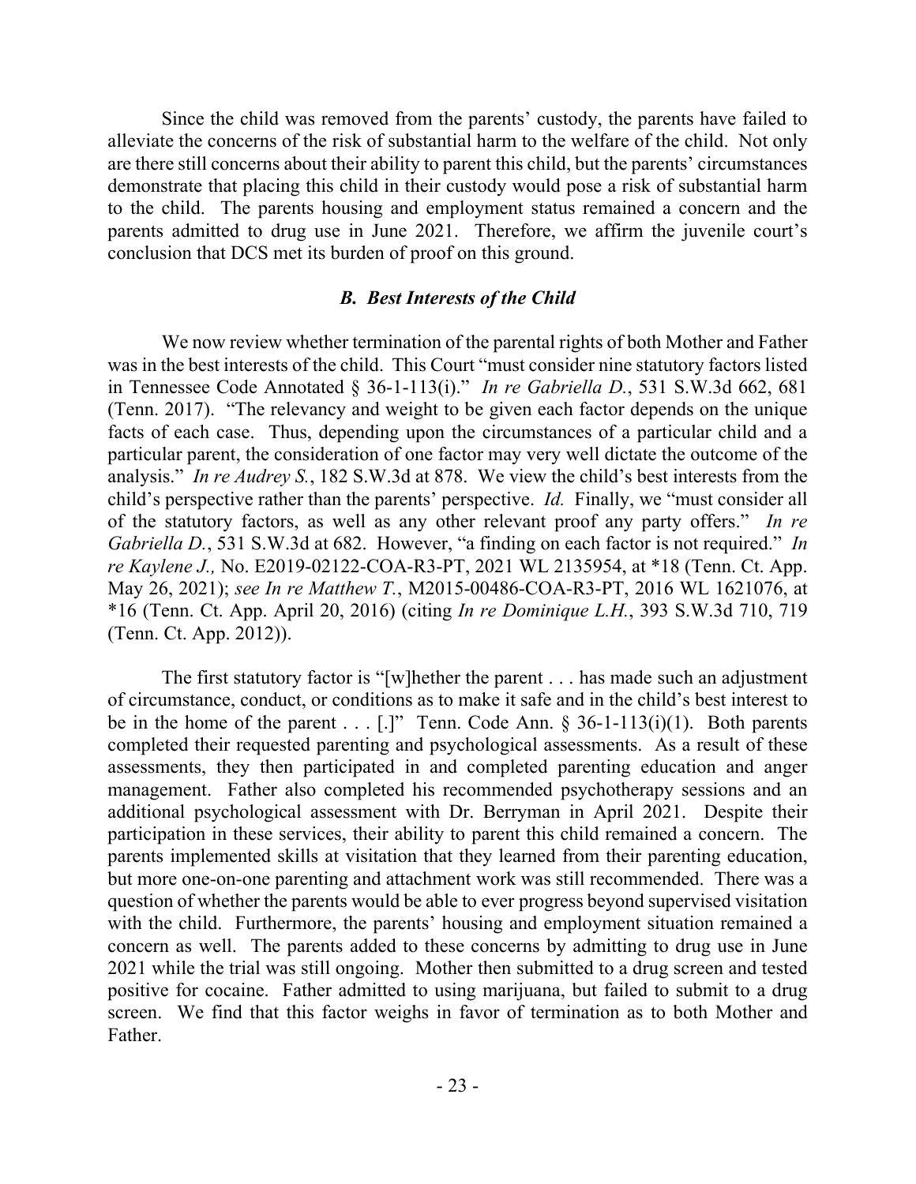Since the child was removed from the parents' custody, the parents have failed to alleviate the concerns of the risk of substantial harm to the welfare of the child. Not only are there still concerns about their ability to parent this child, but the parents' circumstances demonstrate that placing this child in their custody would pose a risk of substantial harm to the child. The parents housing and employment status remained a concern and the parents admitted to drug use in June 2021. Therefore, we affirm the juvenile court's conclusion that DCS met its burden of proof on this ground.

### *B. Best Interests of the Child*

We now review whether termination of the parental rights of both Mother and Father was in the best interests of the child. This Court "must consider nine statutory factors listed in Tennessee Code Annotated § 36-1-113(i)." *In re Gabriella D.*, 531 S.W.3d 662, 681 (Tenn. 2017). "The relevancy and weight to be given each factor depends on the unique facts of each case. Thus, depending upon the circumstances of a particular child and a particular parent, the consideration of one factor may very well dictate the outcome of the analysis." *In re Audrey S.*, 182 S.W.3d at 878. We view the child's best interests from the child's perspective rather than the parents' perspective. *Id.* Finally, we "must consider all of the statutory factors, as well as any other relevant proof any party offers." *In re Gabriella D.*, 531 S.W.3d at 682. However, "a finding on each factor is not required." *In re Kaylene J.,* No. E2019-02122-COA-R3-PT, 2021 WL 2135954, at *18 (Tenn. Ct. App. May 26, 2021); *see In re Matthew T.*, M2015-00486-COA-R3-PT, 2016 WL 1621076, at *16 (Tenn. Ct. App. April 20, 2016) (citing *In re Dominique L.H.*, 393 S.W.3d 710, 719 (Tenn. Ct. App. 2012)).

The first statutory factor is "[w]hether the parent . . . has made such an adjustment of circumstance, conduct, or conditions as to make it safe and in the child's best interest to be in the home of the parent . . . [.]" Tenn. Code Ann. § 36-1-113(i)(1). Both parents completed their requested parenting and psychological assessments. As a result of these assessments, they then participated in and completed parenting education and anger management. Father also completed his recommended psychotherapy sessions and an additional psychological assessment with Dr. Berryman in April 2021. Despite their participation in these services, their ability to parent this child remained a concern. The parents implemented skills at visitation that they learned from their parenting education, but more one-on-one parenting and attachment work was still recommended. There was a question of whether the parents would be able to ever progress beyond supervised visitation with the child. Furthermore, the parents' housing and employment situation remained a concern as well. The parents added to these concerns by admitting to drug use in June 2021 while the trial was still ongoing. Mother then submitted to a drug screen and tested positive for cocaine. Father admitted to using marijuana, but failed to submit to a drug screen. We find that this factor weighs in favor of termination as to both Mother and Father.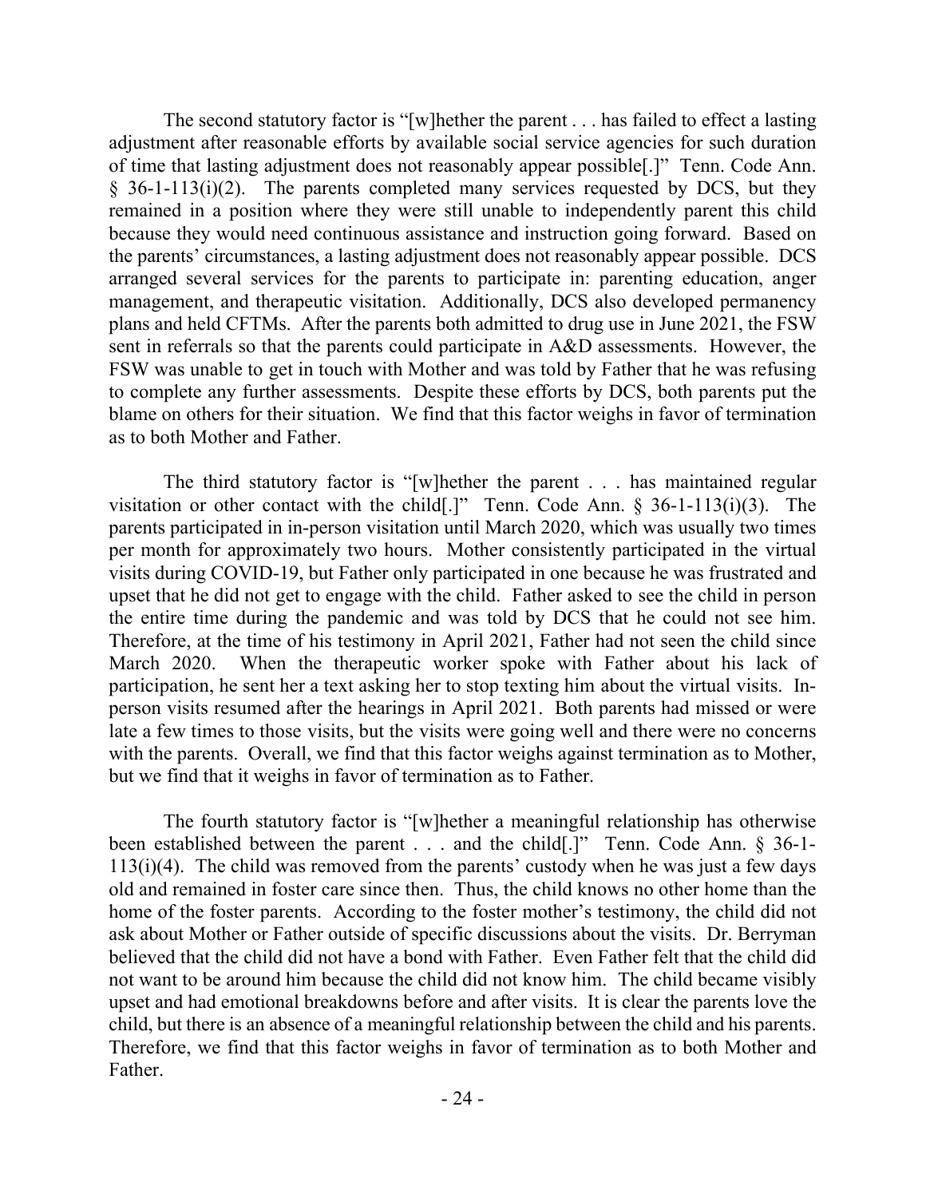The second statutory factor is "[w]hether the parent . . . has failed to effect a lasting adjustment after reasonable efforts by available social service agencies for such duration of time that lasting adjustment does not reasonably appear possible[.]" Tenn. Code Ann. § 36-1-113(i)(2). The parents completed many services requested by DCS, but they remained in a position where they were still unable to independently parent this child because they would need continuous assistance and instruction going forward. Based on the parents' circumstances, a lasting adjustment does not reasonably appear possible. DCS arranged several services for the parents to participate in: parenting education, anger management, and therapeutic visitation. Additionally, DCS also developed permanency plans and held CFTMs. After the parents both admitted to drug use in June 2021, the FSW sent in referrals so that the parents could participate in A&D assessments. However, the FSW was unable to get in touch with Mother and was told by Father that he was refusing to complete any further assessments. Despite these efforts by DCS, both parents put the blame on others for their situation. We find that this factor weighs in favor of termination as to both Mother and Father.

The third statutory factor is "[w]hether the parent . . . has maintained regular visitation or other contact with the child[.]" Tenn. Code Ann. § 36-1-113(i)(3). The parents participated in in-person visitation until March 2020, which was usually two times per month for approximately two hours. Mother consistently participated in the virtual visits during COVID-19, but Father only participated in one because he was frustrated and upset that he did not get to engage with the child. Father asked to see the child in person the entire time during the pandemic and was told by DCS that he could not see him. Therefore, at the time of his testimony in April 2021, Father had not seen the child since March 2020. When the therapeutic worker spoke with Father about his lack of participation, he sent her a text asking her to stop texting him about the virtual visits. In-person visits resumed after the hearings in April 2021. Both parents had missed or were late a few times to those visits, but the visits were going well and there were no concerns with the parents. Overall, we find that this factor weighs against termination as to Mother, but we find that it weighs in favor of termination as to Father.

The fourth statutory factor is "[w]hether a meaningful relationship has otherwise been established between the parent . . . and the child[.]" Tenn. Code Ann. § 36-1-113(i)(4). The child was removed from the parents' custody when he was just a few days old and remained in foster care since then. Thus, the child knows no other home than the home of the foster parents. According to the foster mother's testimony, the child did not ask about Mother or Father outside of specific discussions about the visits. Dr. Berryman believed that the child did not have a bond with Father. Even Father felt that the child did not want to be around him because the child did not know him. The child became visibly upset and had emotional breakdowns before and after visits. It is clear the parents love the child, but there is an absence of a meaningful relationship between the child and his parents. Therefore, we find that this factor weighs in favor of termination as to both Mother and Father.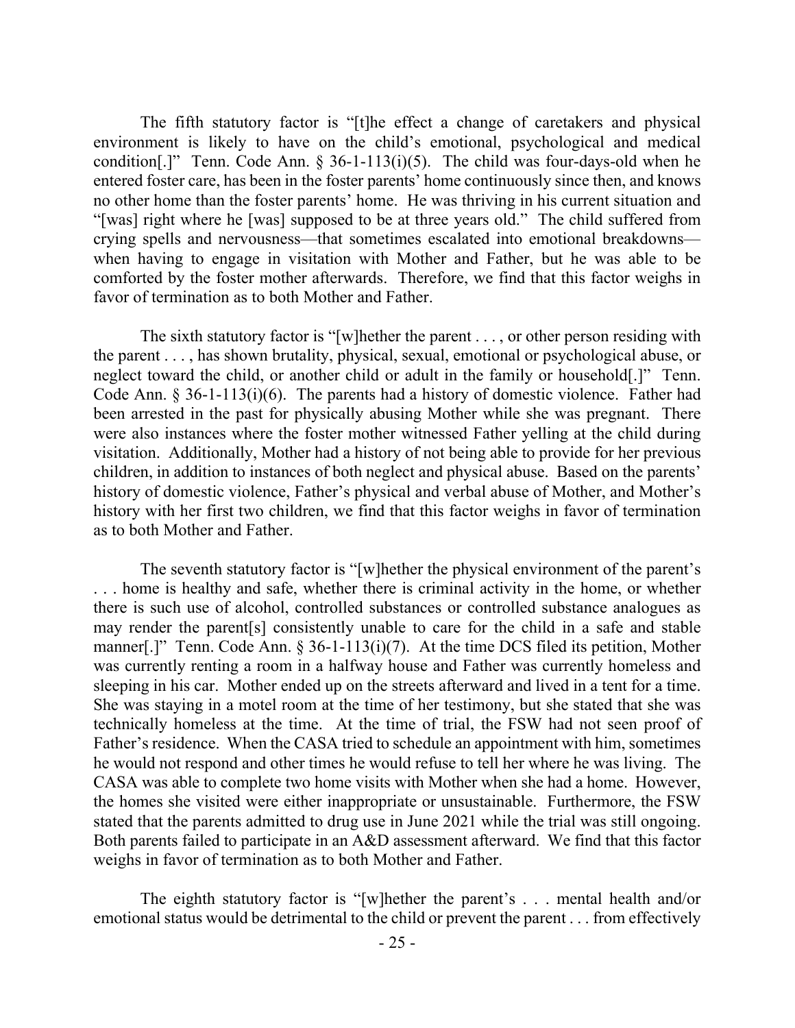The fifth statutory factor is "[t]he effect a change of caretakers and physical environment is likely to have on the child's emotional, psychological and medical condition[.]" Tenn. Code Ann. § 36-1-113(i)(5). The child was four-days-old when he entered foster care, has been in the foster parents' home continuously since then, and knows no other home than the foster parents' home. He was thriving in his current situation and "[was] right where he [was] supposed to be at three years old." The child suffered from crying spells and nervousness—that sometimes escalated into emotional breakdowns—when having to engage in visitation with Mother and Father, but he was able to be comforted by the foster mother afterwards. Therefore, we find that this factor weighs in favor of termination as to both Mother and Father.

The sixth statutory factor is "[w]hether the parent . . . , or other person residing with the parent . . . , has shown brutality, physical, sexual, emotional or psychological abuse, or neglect toward the child, or another child or adult in the family or household[.]" Tenn. Code Ann. § 36-1-113(i)(6). The parents had a history of domestic violence. Father had been arrested in the past for physically abusing Mother while she was pregnant. There were also instances where the foster mother witnessed Father yelling at the child during visitation. Additionally, Mother had a history of not being able to provide for her previous children, in addition to instances of both neglect and physical abuse. Based on the parents' history of domestic violence, Father's physical and verbal abuse of Mother, and Mother's history with her first two children, we find that this factor weighs in favor of termination as to both Mother and Father.

The seventh statutory factor is "[w]hether the physical environment of the parent's . . . home is healthy and safe, whether there is criminal activity in the home, or whether there is such use of alcohol, controlled substances or controlled substance analogues as may render the parent[s] consistently unable to care for the child in a safe and stable manner[.]" Tenn. Code Ann. § 36-1-113(i)(7). At the time DCS filed its petition, Mother was currently renting a room in a halfway house and Father was currently homeless and sleeping in his car. Mother ended up on the streets afterward and lived in a tent for a time. She was staying in a motel room at the time of her testimony, but she stated that she was technically homeless at the time. At the time of trial, the FSW had not seen proof of Father's residence. When the CASA tried to schedule an appointment with him, sometimes he would not respond and other times he would refuse to tell her where he was living. The CASA was able to complete two home visits with Mother when she had a home. However, the homes she visited were either inappropriate or unsustainable. Furthermore, the FSW stated that the parents admitted to drug use in June 2021 while the trial was still ongoing. Both parents failed to participate in an A&D assessment afterward. We find that this factor weighs in favor of termination as to both Mother and Father.

The eighth statutory factor is "[w]hether the parent's . . . mental health and/or emotional status would be detrimental to the child or prevent the parent . . . from effectively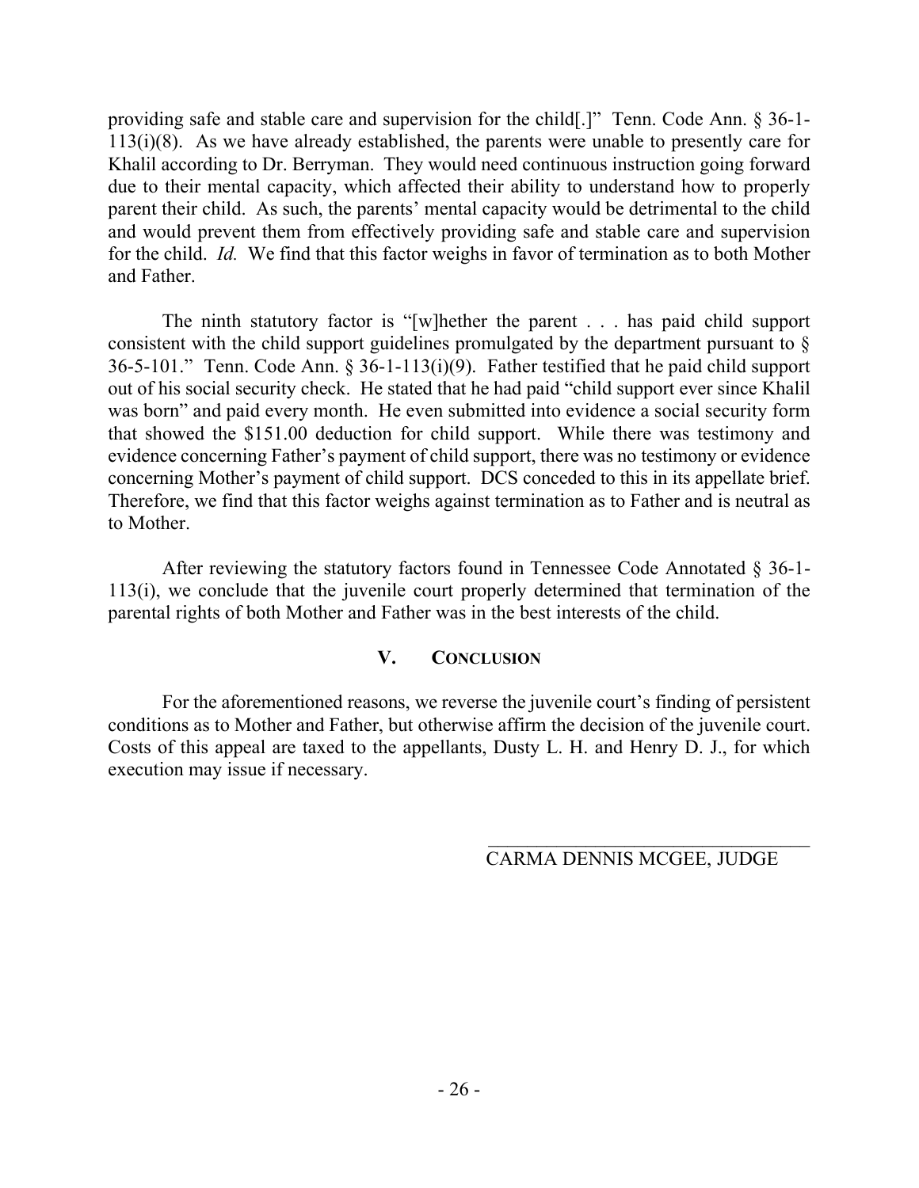providing safe and stable care and supervision for the child[.]" Tenn. Code Ann. § 36-1-113(i)(8). As we have already established, the parents were unable to presently care for Khalil according to Dr. Berryman. They would need continuous instruction going forward due to their mental capacity, which affected their ability to understand how to properly parent their child. As such, the parents' mental capacity would be detrimental to the child and would prevent them from effectively providing safe and stable care and supervision for the child. *Id.* We find that this factor weighs in favor of termination as to both Mother and Father.

The ninth statutory factor is "[w]hether the parent . . . has paid child support consistent with the child support guidelines promulgated by the department pursuant to § 36-5-101." Tenn. Code Ann. § 36-1-113(i)(9). Father testified that he paid child support out of his social security check. He stated that he had paid "child support ever since Khalil was born" and paid every month. He even submitted into evidence a social security form that showed the $151.00 deduction for child support. While there was testimony and evidence concerning Father's payment of child support, there was no testimony or evidence concerning Mother's payment of child support. DCS conceded to this in its appellate brief. Therefore, we find that this factor weighs against termination as to Father and is neutral as to Mother.

After reviewing the statutory factors found in Tennessee Code Annotated § 36-1-113(i), we conclude that the juvenile court properly determined that termination of the parental rights of both Mother and Father was in the best interests of the child.

## V. CONCLUSION

For the aforementioned reasons, we reverse the juvenile court's finding of persistent conditions as to Mother and Father, but otherwise affirm the decision of the juvenile court. Costs of this appeal are taxed to the appellants, Dusty L. H. and Henry D. J., for which execution may issue if necessary.

CARMA DENNIS MCGEE, JUDGE